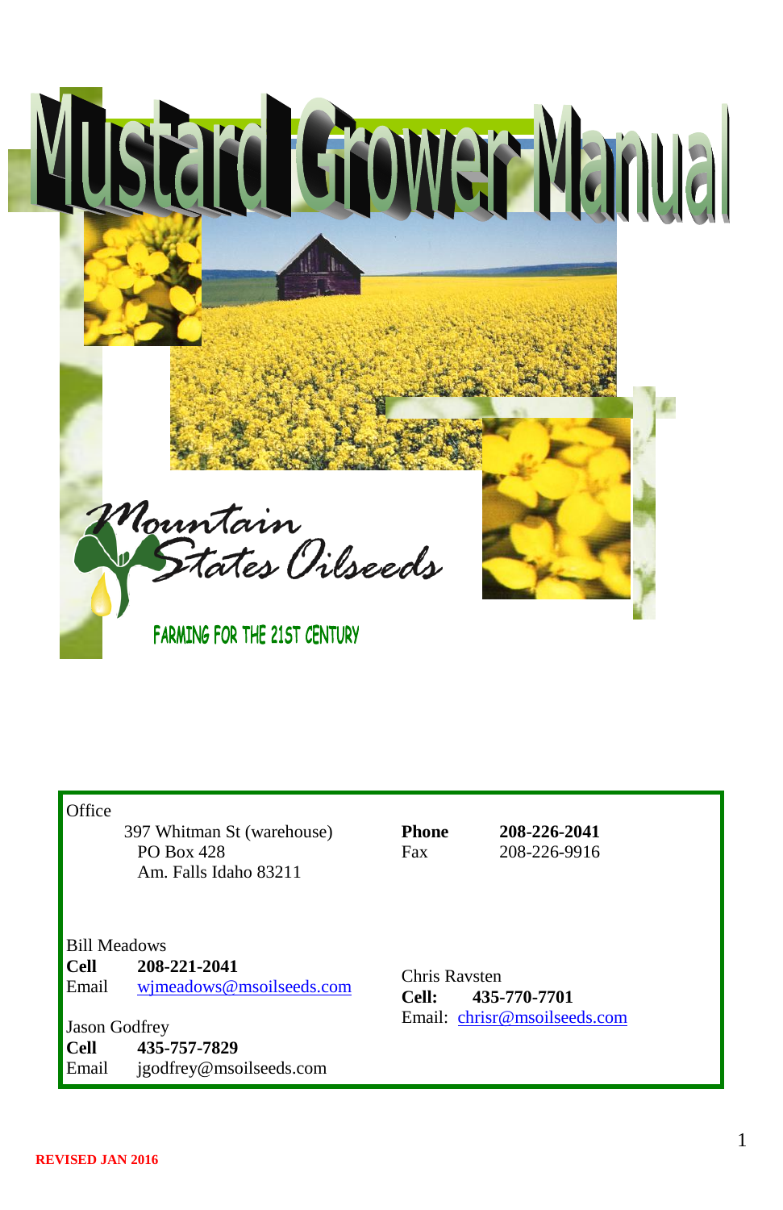# Mustard Grower Manual

Mountain States Oilseeds

FARMING FOR THE 21ST CENTURY

Office
397 Whitman St (warehouse)
PO Box 428
Am. Falls Idaho 83211

**Phone** **208-226-2041**
Fax 208-226-9916

Bill Meadows
**Cell** **208-221-2041**
Email wjmeadows@msoilseeds.com

Jason Godfrey
**Cell** **435-757-7829**
Email jgodfrey@msoilseeds.com

Chris Ravsten
**Cell:** **435-770-7701**
Email: chrisr@msoilseeds.com

**REVISED JAN 2016**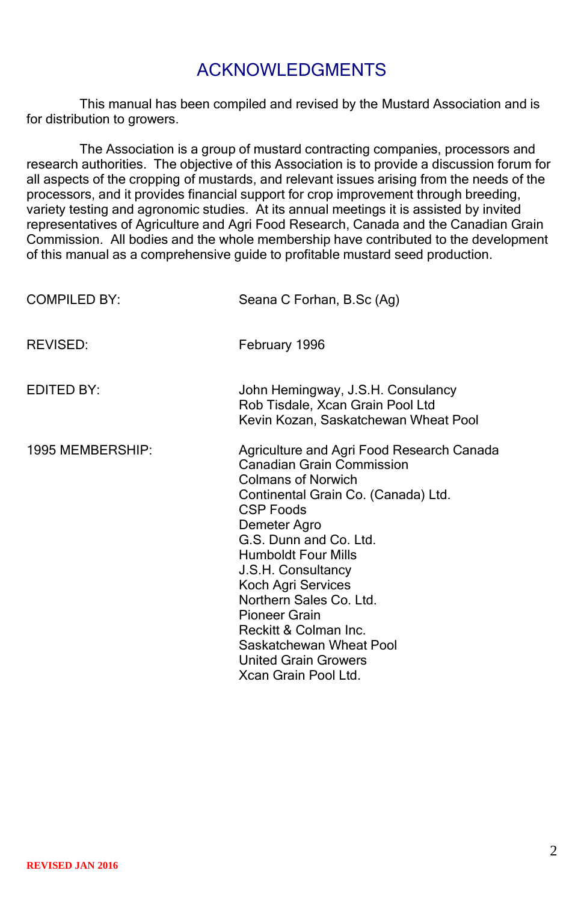# ACKNOWLEDGMENTS

This manual has been compiled and revised by the Mustard Association and is for distribution to growers.

The Association is a group of mustard contracting companies, processors and research authorities. The objective of this Association is to provide a discussion forum for all aspects of the cropping of mustards, and relevant issues arising from the needs of the processors, and it provides financial support for crop improvement through breeding, variety testing and agronomic studies. At its annual meetings it is assisted by invited representatives of Agriculture and Agri Food Research, Canada and the Canadian Grain Commission. All bodies and the whole membership have contributed to the development of this manual as a comprehensive guide to profitable mustard seed production.

| | |
|---|---|
| COMPILED BY: | Seana C Forhan, B.Sc (Ag) |
| REVISED: | February 1996 |
| EDITED BY: | John Hemingway, J.S.H. Consulancy<br>Rob Tisdale, Xcan Grain Pool Ltd<br>Kevin Kozan, Saskatchewan Wheat Pool |
| 1995 MEMBERSHIP: | Agriculture and Agri Food Research Canada<br>Canadian Grain Commission<br>Colmans of Norwich<br>Continental Grain Co. (Canada) Ltd.<br>CSP Foods<br>Demeter Agro<br>G.S. Dunn and Co. Ltd.<br>Humboldt Four Mills<br>J.S.H. Consultancy<br>Koch Agri Services<br>Northern Sales Co. Ltd.<br>Pioneer Grain<br>Reckitt & Colman Inc.<br>Saskatchewan Wheat Pool<br>United Grain Growers<br>Xcan Grain Pool Ltd. |

**REVISED JAN 2016**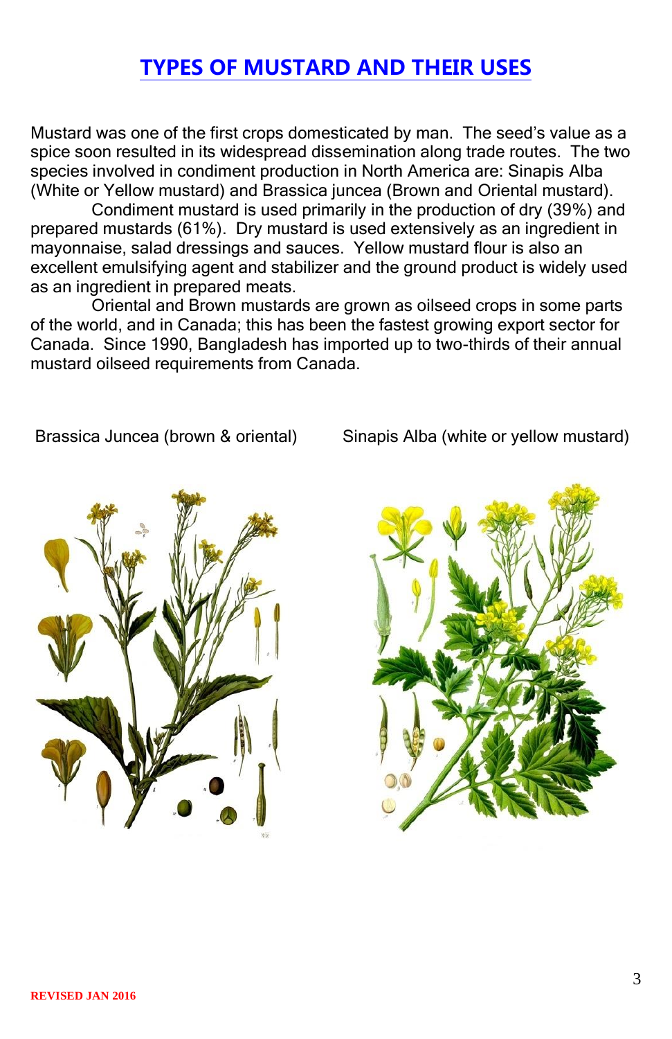# TYPES OF MUSTARD AND THEIR USES

Mustard was one of the first crops domesticated by man. The seed's value as a spice soon resulted in its widespread dissemination along trade routes. The two species involved in condiment production in North America are: Sinapis Alba (White or Yellow mustard) and Brassica juncea (Brown and Oriental mustard).

Condiment mustard is used primarily in the production of dry (39%) and prepared mustards (61%). Dry mustard is used extensively as an ingredient in mayonnaise, salad dressings and sauces. Yellow mustard flour is also an excellent emulsifying agent and stabilizer and the ground product is widely used as an ingredient in prepared meats.

Oriental and Brown mustards are grown as oilseed crops in some parts of the world, and in Canada; this has been the fastest growing export sector for Canada. Since 1990, Bangladesh has imported up to two-thirds of their annual mustard oilseed requirements from Canada.

Brassica Juncea (brown & oriental)

Sinapis Alba (white or yellow mustard)

REVISED JAN 2016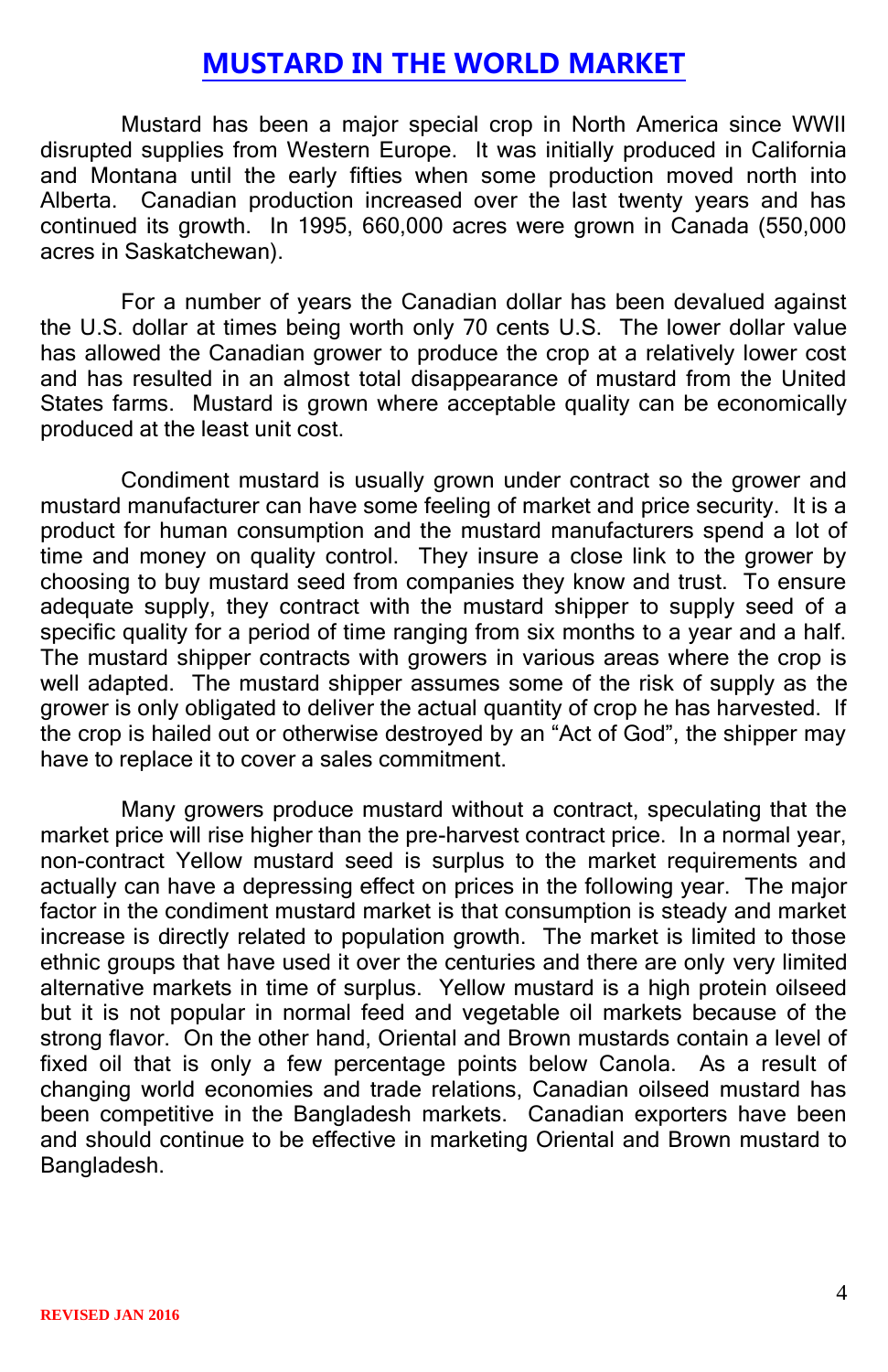# MUSTARD IN THE WORLD MARKET

Mustard has been a major special crop in North America since WWII disrupted supplies from Western Europe. It was initially produced in California and Montana until the early fifties when some production moved north into Alberta. Canadian production increased over the last twenty years and has continued its growth. In 1995, 660,000 acres were grown in Canada (550,000 acres in Saskatchewan).

For a number of years the Canadian dollar has been devalued against the U.S. dollar at times being worth only 70 cents U.S. The lower dollar value has allowed the Canadian grower to produce the crop at a relatively lower cost and has resulted in an almost total disappearance of mustard from the United States farms. Mustard is grown where acceptable quality can be economically produced at the least unit cost.

Condiment mustard is usually grown under contract so the grower and mustard manufacturer can have some feeling of market and price security. It is a product for human consumption and the mustard manufacturers spend a lot of time and money on quality control. They insure a close link to the grower by choosing to buy mustard seed from companies they know and trust. To ensure adequate supply, they contract with the mustard shipper to supply seed of a specific quality for a period of time ranging from six months to a year and a half. The mustard shipper contracts with growers in various areas where the crop is well adapted. The mustard shipper assumes some of the risk of supply as the grower is only obligated to deliver the actual quantity of crop he has harvested. If the crop is hailed out or otherwise destroyed by an "Act of God", the shipper may have to replace it to cover a sales commitment.

Many growers produce mustard without a contract, speculating that the market price will rise higher than the pre-harvest contract price. In a normal year, non-contract Yellow mustard seed is surplus to the market requirements and actually can have a depressing effect on prices in the following year. The major factor in the condiment mustard market is that consumption is steady and market increase is directly related to population growth. The market is limited to those ethnic groups that have used it over the centuries and there are only very limited alternative markets in time of surplus. Yellow mustard is a high protein oilseed but it is not popular in normal feed and vegetable oil markets because of the strong flavor. On the other hand, Oriental and Brown mustards contain a level of fixed oil that is only a few percentage points below Canola. As a result of changing world economies and trade relations, Canadian oilseed mustard has been competitive in the Bangladesh markets. Canadian exporters have been and should continue to be effective in marketing Oriental and Brown mustard to Bangladesh.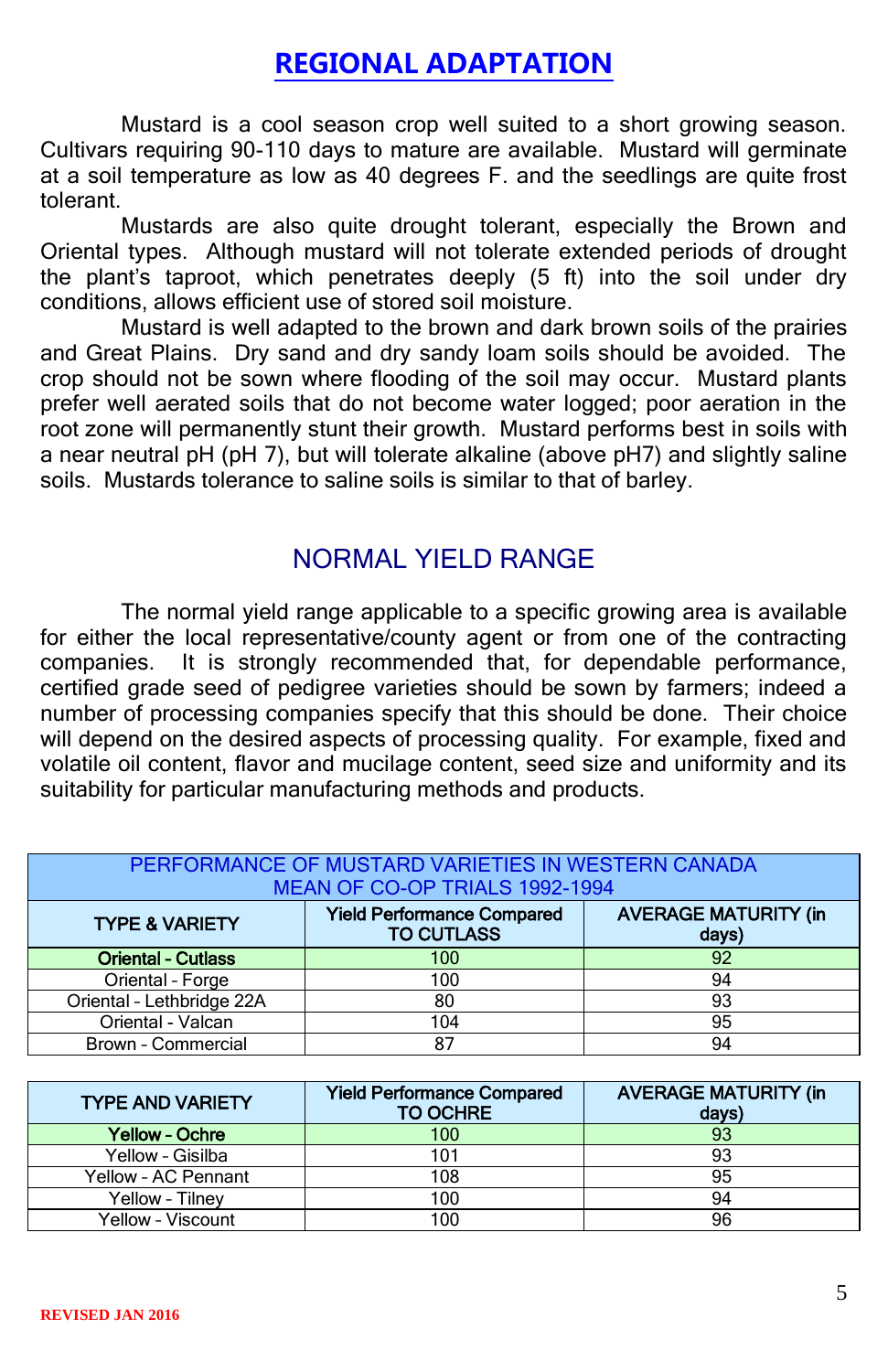# REGIONAL ADAPTATION

Mustard is a cool season crop well suited to a short growing season. Cultivars requiring 90-110 days to mature are available. Mustard will germinate at a soil temperature as low as 40 degrees F. and the seedlings are quite frost tolerant.

Mustards are also quite drought tolerant, especially the Brown and Oriental types. Although mustard will not tolerate extended periods of drought the plant's taproot, which penetrates deeply (5 ft) into the soil under dry conditions, allows efficient use of stored soil moisture.

Mustard is well adapted to the brown and dark brown soils of the prairies and Great Plains. Dry sand and dry sandy loam soils should be avoided. The crop should not be sown where flooding of the soil may occur. Mustard plants prefer well aerated soils that do not become water logged; poor aeration in the root zone will permanently stunt their growth. Mustard performs best in soils with a near neutral pH (pH 7), but will tolerate alkaline (above pH7) and slightly saline soils. Mustards tolerance to saline soils is similar to that of barley.

## NORMAL YIELD RANGE

The normal yield range applicable to a specific growing area is available for either the local representative/county agent or from one of the contracting companies. It is strongly recommended that, for dependable performance, certified grade seed of pedigree varieties should be sown by farmers; indeed a number of processing companies specify that this should be done. Their choice will depend on the desired aspects of processing quality. For example, fixed and volatile oil content, flavor and mucilage content, seed size and uniformity and its suitability for particular manufacturing methods and products.

PERFORMANCE OF MUSTARD VARIETIES IN WESTERN CANADA
MEAN OF CO-OP TRIALS 1992-1994

| TYPE & VARIETY | Yield Performance Compared TO CUTLASS | AVERAGE MATURITY (in days) |
|---|---|---|
| **Oriental - Cutlass** | 100 | 92 |
| Oriental - Forge | 100 | 94 |
| Oriental - Lethbridge 22A | 80 | 93 |
| Oriental - Valcan | 104 | 95 |
| Brown - Commercial | 87 | 94 |

| TYPE AND VARIETY | Yield Performance Compared TO OCHRE | AVERAGE MATURITY (in days) |
|---|---|---|
| **Yellow - Ochre** | 100 | 93 |
| Yellow - Gisilba | 101 | 93 |
| Yellow - AC Pennant | 108 | 95 |
| Yellow - Tilney | 100 | 94 |
| Yellow - Viscount | 100 | 96 |

REVISED JAN 2016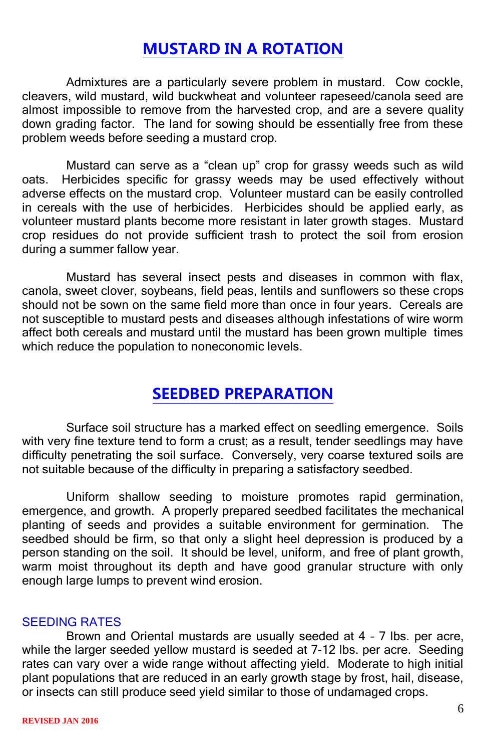## MUSTARD IN A ROTATION

Admixtures are a particularly severe problem in mustard. Cow cockle, cleavers, wild mustard, wild buckwheat and volunteer rapeseed/canola seed are almost impossible to remove from the harvested crop, and are a severe quality down grading factor. The land for sowing should be essentially free from these problem weeds before seeding a mustard crop.

Mustard can serve as a "clean up" crop for grassy weeds such as wild oats. Herbicides specific for grassy weeds may be used effectively without adverse effects on the mustard crop. Volunteer mustard can be easily controlled in cereals with the use of herbicides. Herbicides should be applied early, as volunteer mustard plants become more resistant in later growth stages. Mustard crop residues do not provide sufficient trash to protect the soil from erosion during a summer fallow year.

Mustard has several insect pests and diseases in common with flax, canola, sweet clover, soybeans, field peas, lentils and sunflowers so these crops should not be sown on the same field more than once in four years. Cereals are not susceptible to mustard pests and diseases although infestations of wire worm affect both cereals and mustard until the mustard has been grown multiple times which reduce the population to noneconomic levels.

## SEEDBED PREPARATION

Surface soil structure has a marked effect on seedling emergence. Soils with very fine texture tend to form a crust; as a result, tender seedlings may have difficulty penetrating the soil surface. Conversely, very coarse textured soils are not suitable because of the difficulty in preparing a satisfactory seedbed.

Uniform shallow seeding to moisture promotes rapid germination, emergence, and growth. A properly prepared seedbed facilitates the mechanical planting of seeds and provides a suitable environment for germination. The seedbed should be firm, so that only a slight heel depression is produced by a person standing on the soil. It should be level, uniform, and free of plant growth, warm moist throughout its depth and have good granular structure with only enough large lumps to prevent wind erosion.

### SEEDING RATES

Brown and Oriental mustards are usually seeded at 4 – 7 lbs. per acre, while the larger seeded yellow mustard is seeded at 7-12 lbs. per acre. Seeding rates can vary over a wide range without affecting yield. Moderate to high initial plant populations that are reduced in an early growth stage by frost, hail, disease, or insects can still produce seed yield similar to those of undamaged crops.

REVISED JAN 2016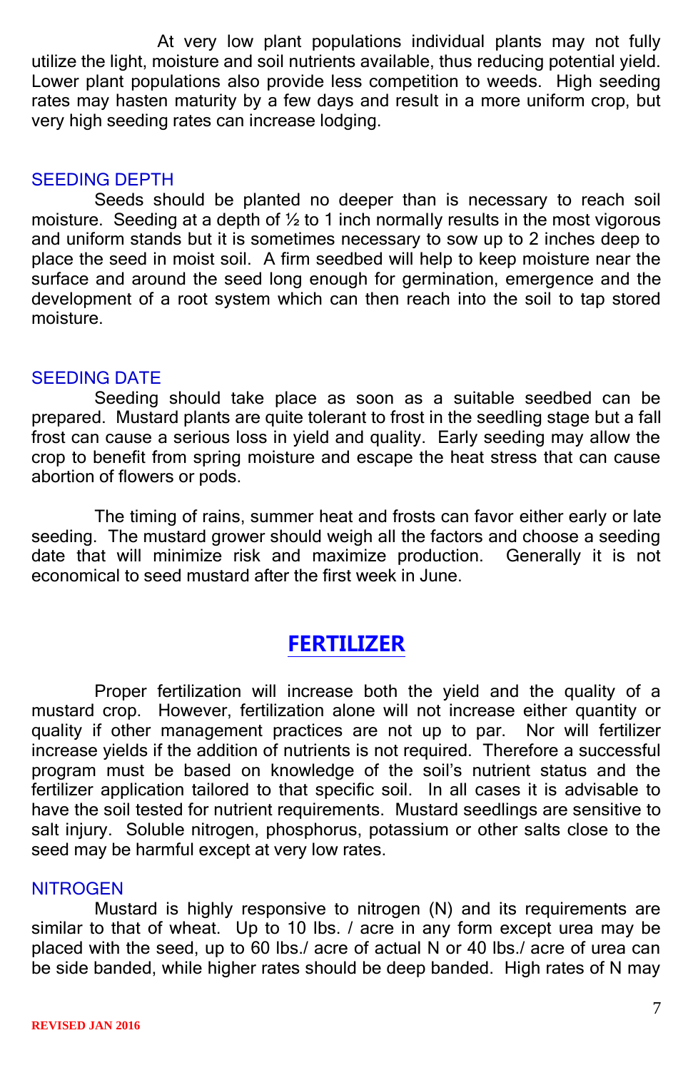At very low plant populations individual plants may not fully utilize the light, moisture and soil nutrients available, thus reducing potential yield. Lower plant populations also provide less competition to weeds. High seeding rates may hasten maturity by a few days and result in a more uniform crop, but very high seeding rates can increase lodging.

### SEEDING DEPTH

Seeds should be planted no deeper than is necessary to reach soil moisture. Seeding at a depth of ½ to 1 inch normally results in the most vigorous and uniform stands but it is sometimes necessary to sow up to 2 inches deep to place the seed in moist soil. A firm seedbed will help to keep moisture near the surface and around the seed long enough for germination, emergence and the development of a root system which can then reach into the soil to tap stored moisture.

### SEEDING DATE

Seeding should take place as soon as a suitable seedbed can be prepared. Mustard plants are quite tolerant to frost in the seedling stage but a fall frost can cause a serious loss in yield and quality. Early seeding may allow the crop to benefit from spring moisture and escape the heat stress that can cause abortion of flowers or pods.

The timing of rains, summer heat and frosts can favor either early or late seeding. The mustard grower should weigh all the factors and choose a seeding date that will minimize risk and maximize production. Generally it is not economical to seed mustard after the first week in June.

## FERTILIZER

Proper fertilization will increase both the yield and the quality of a mustard crop. However, fertilization alone will not increase either quantity or quality if other management practices are not up to par. Nor will fertilizer increase yields if the addition of nutrients is not required. Therefore a successful program must be based on knowledge of the soil's nutrient status and the fertilizer application tailored to that specific soil. In all cases it is advisable to have the soil tested for nutrient requirements. Mustard seedlings are sensitive to salt injury. Soluble nitrogen, phosphorus, potassium or other salts close to the seed may be harmful except at very low rates.

### NITROGEN

Mustard is highly responsive to nitrogen (N) and its requirements are similar to that of wheat. Up to 10 lbs. / acre in any form except urea may be placed with the seed, up to 60 lbs./ acre of actual N or 40 lbs./ acre of urea can be side banded, while higher rates should be deep banded. High rates of N may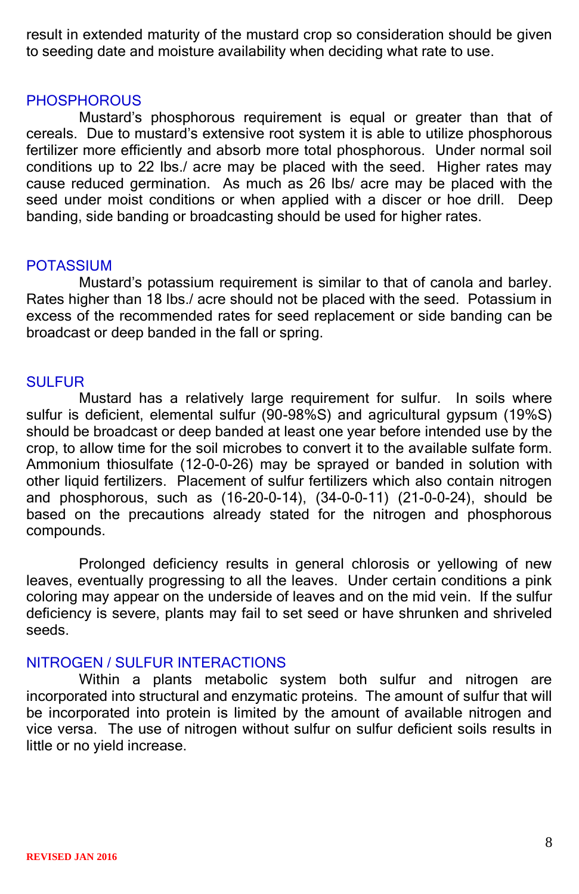result in extended maturity of the mustard crop so consideration should be given to seeding date and moisture availability when deciding what rate to use.

## PHOSPHOROUS

Mustard's phosphorous requirement is equal or greater than that of cereals. Due to mustard's extensive root system it is able to utilize phosphorous fertilizer more efficiently and absorb more total phosphorous. Under normal soil conditions up to 22 lbs./ acre may be placed with the seed. Higher rates may cause reduced germination. As much as 26 lbs/ acre may be placed with the seed under moist conditions or when applied with a discer or hoe drill. Deep banding, side banding or broadcasting should be used for higher rates.

## POTASSIUM

Mustard's potassium requirement is similar to that of canola and barley. Rates higher than 18 lbs./ acre should not be placed with the seed. Potassium in excess of the recommended rates for seed replacement or side banding can be broadcast or deep banded in the fall or spring.

## SULFUR

Mustard has a relatively large requirement for sulfur. In soils where sulfur is deficient, elemental sulfur (90-98%S) and agricultural gypsum (19%S) should be broadcast or deep banded at least one year before intended use by the crop, to allow time for the soil microbes to convert it to the available sulfate form. Ammonium thiosulfate (12-0-0-26) may be sprayed or banded in solution with other liquid fertilizers. Placement of sulfur fertilizers which also contain nitrogen and phosphorous, such as (16-20-0-14), (34-0-0-11) (21-0-0-24), should be based on the precautions already stated for the nitrogen and phosphorous compounds.

Prolonged deficiency results in general chlorosis or yellowing of new leaves, eventually progressing to all the leaves. Under certain conditions a pink coloring may appear on the underside of leaves and on the mid vein. If the sulfur deficiency is severe, plants may fail to set seed or have shrunken and shriveled seeds.

## NITROGEN / SULFUR INTERACTIONS

Within a plants metabolic system both sulfur and nitrogen are incorporated into structural and enzymatic proteins. The amount of sulfur that will be incorporated into protein is limited by the amount of available nitrogen and vice versa. The use of nitrogen without sulfur on sulfur deficient soils results in little or no yield increase.

REVISED JAN 2016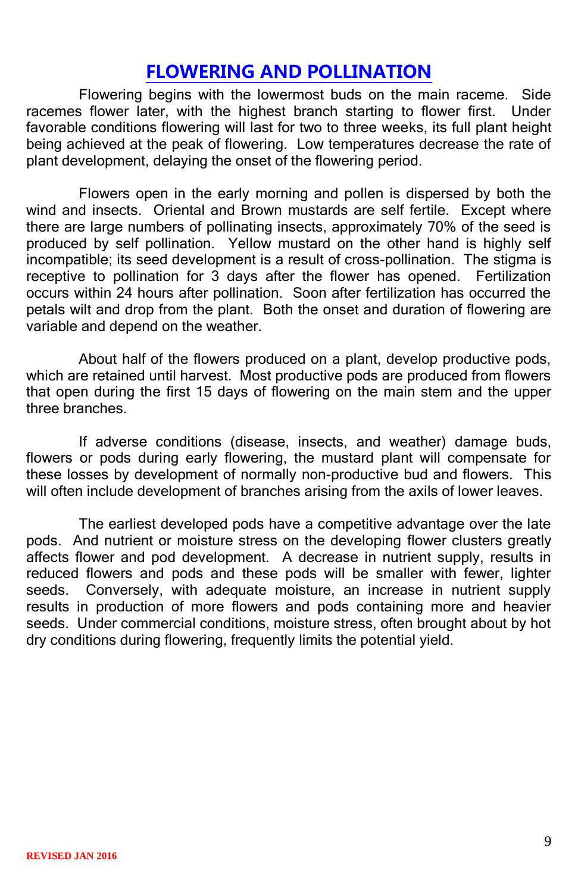## FLOWERING AND POLLINATION

Flowering begins with the lowermost buds on the main raceme. Side racemes flower later, with the highest branch starting to flower first. Under favorable conditions flowering will last for two to three weeks, its full plant height being achieved at the peak of flowering. Low temperatures decrease the rate of plant development, delaying the onset of the flowering period.

Flowers open in the early morning and pollen is dispersed by both the wind and insects. Oriental and Brown mustards are self fertile. Except where there are large numbers of pollinating insects, approximately 70% of the seed is produced by self pollination. Yellow mustard on the other hand is highly self incompatible; its seed development is a result of cross-pollination. The stigma is receptive to pollination for 3 days after the flower has opened. Fertilization occurs within 24 hours after pollination. Soon after fertilization has occurred the petals wilt and drop from the plant. Both the onset and duration of flowering are variable and depend on the weather.

About half of the flowers produced on a plant, develop productive pods, which are retained until harvest. Most productive pods are produced from flowers that open during the first 15 days of flowering on the main stem and the upper three branches.

If adverse conditions (disease, insects, and weather) damage buds, flowers or pods during early flowering, the mustard plant will compensate for these losses by development of normally non-productive bud and flowers. This will often include development of branches arising from the axils of lower leaves.

The earliest developed pods have a competitive advantage over the late pods. And nutrient or moisture stress on the developing flower clusters greatly affects flower and pod development. A decrease in nutrient supply, results in reduced flowers and pods and these pods will be smaller with fewer, lighter seeds. Conversely, with adequate moisture, an increase in nutrient supply results in production of more flowers and pods containing more and heavier seeds. Under commercial conditions, moisture stress, often brought about by hot dry conditions during flowering, frequently limits the potential yield.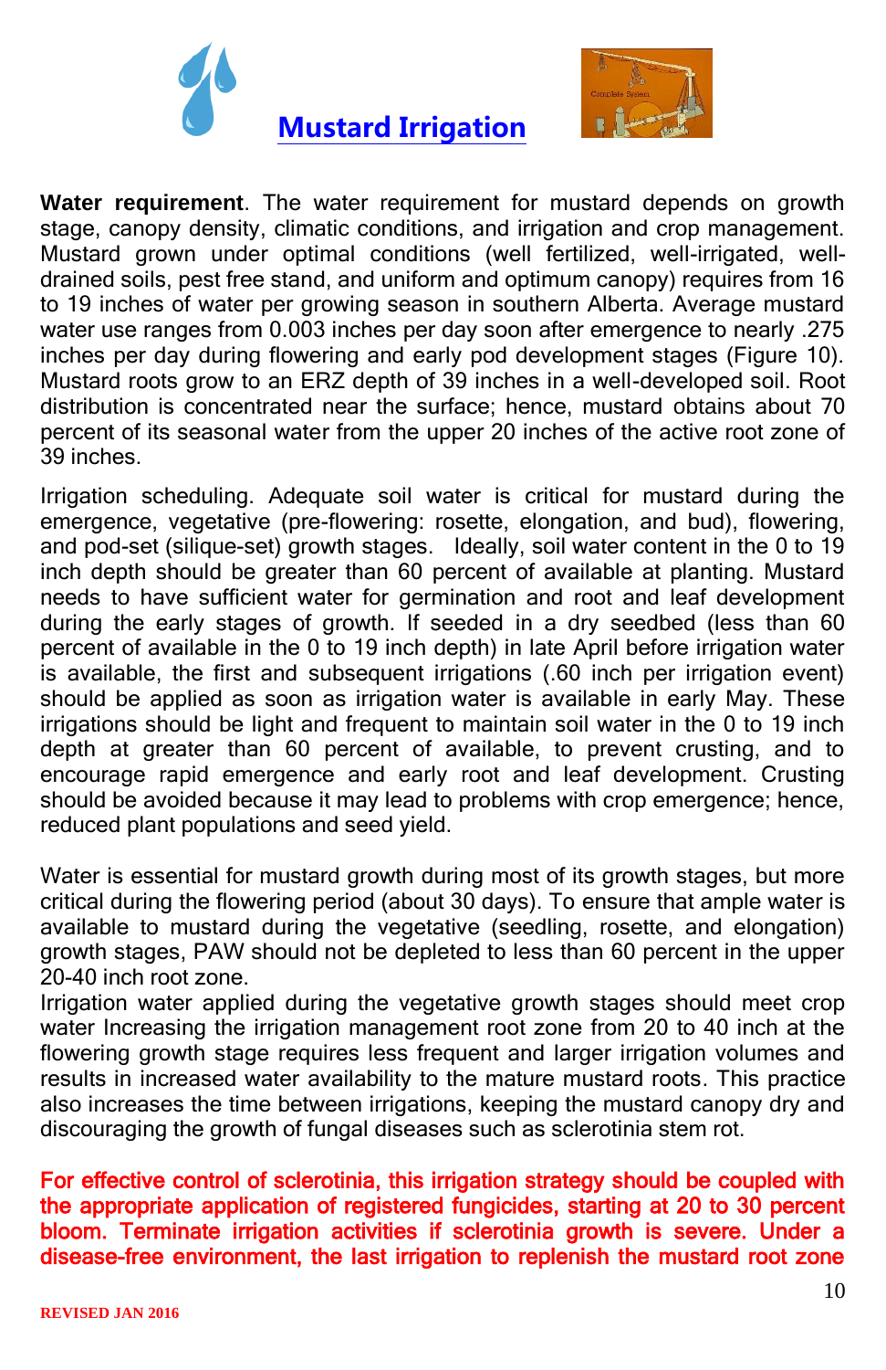# Mustard Irrigation

**Water requirement**. The water requirement for mustard depends on growth stage, canopy density, climatic conditions, and irrigation and crop management. Mustard grown under optimal conditions (well fertilized, well-irrigated, well-drained soils, pest free stand, and uniform and optimum canopy) requires from 16 to 19 inches of water per growing season in southern Alberta. Average mustard water use ranges from 0.003 inches per day soon after emergence to nearly .275 inches per day during flowering and early pod development stages (Figure 10). Mustard roots grow to an ERZ depth of 39 inches in a well-developed soil. Root distribution is concentrated near the surface; hence, mustard obtains about 70 percent of its seasonal water from the upper 20 inches of the active root zone of 39 inches.

Irrigation scheduling. Adequate soil water is critical for mustard during the emergence, vegetative (pre-flowering: rosette, elongation, and bud), flowering, and pod-set (silique-set) growth stages. Ideally, soil water content in the 0 to 19 inch depth should be greater than 60 percent of available at planting. Mustard needs to have sufficient water for germination and root and leaf development during the early stages of growth. If seeded in a dry seedbed (less than 60 percent of available in the 0 to 19 inch depth) in late April before irrigation water is available, the first and subsequent irrigations (.60 inch per irrigation event) should be applied as soon as irrigation water is available in early May. These irrigations should be light and frequent to maintain soil water in the 0 to 19 inch depth at greater than 60 percent of available, to prevent crusting, and to encourage rapid emergence and early root and leaf development. Crusting should be avoided because it may lead to problems with crop emergence; hence, reduced plant populations and seed yield.

Water is essential for mustard growth during most of its growth stages, but more critical during the flowering period (about 30 days). To ensure that ample water is available to mustard during the vegetative (seedling, rosette, and elongation) growth stages, PAW should not be depleted to less than 60 percent in the upper 20-40 inch root zone.

Irrigation water applied during the vegetative growth stages should meet crop water Increasing the irrigation management root zone from 20 to 40 inch at the flowering growth stage requires less frequent and larger irrigation volumes and results in increased water availability to the mature mustard roots. This practice also increases the time between irrigations, keeping the mustard canopy dry and discouraging the growth of fungal diseases such as sclerotinia stem rot.

**For effective control of sclerotinia, this irrigation strategy should be coupled with the appropriate application of registered fungicides, starting at 20 to 30 percent bloom. Terminate irrigation activities if sclerotinia growth is severe. Under a disease-free environment, the last irrigation to replenish the mustard root zone**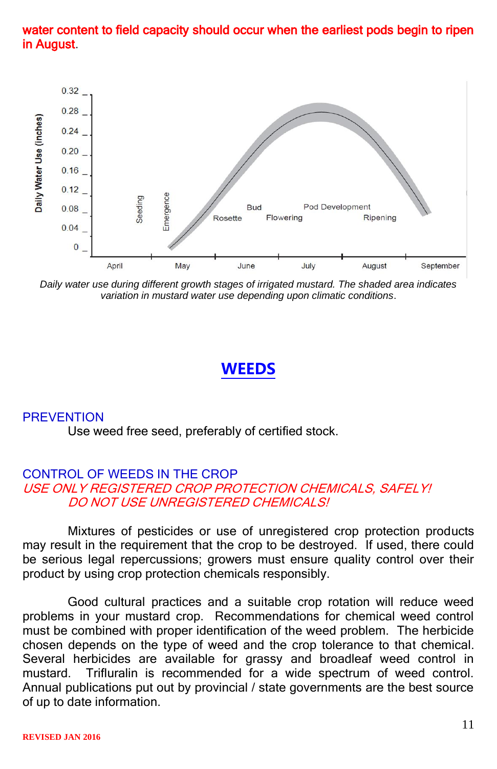water content to field capacity should occur when the earliest pods begin to ripen in August.

*Daily water use during different growth stages of irrigated mustard. The shaded area indicates variation in mustard water use depending upon climatic conditions.*

## WEEDS

### PREVENTION

Use weed free seed, preferably of certified stock.

### CONTROL OF WEEDS IN THE CROP

*USE ONLY REGISTERED CROP PROTECTION CHEMICALS, SAFELY!*
*DO NOT USE UNREGISTERED CHEMICALS!*

Mixtures of pesticides or use of unregistered crop protection products may result in the requirement that the crop to be destroyed. If used, there could be serious legal repercussions; growers must ensure quality control over their product by using crop protection chemicals responsibly.

Good cultural practices and a suitable crop rotation will reduce weed problems in your mustard crop. Recommendations for chemical weed control must be combined with proper identification of the weed problem. The herbicide chosen depends on the type of weed and the crop tolerance to that chemical. Several herbicides are available for grassy and broadleaf weed control in mustard. Trifluralin is recommended for a wide spectrum of weed control. Annual publications put out by provincial / state governments are the best source of up to date information.

REVISED JAN 2016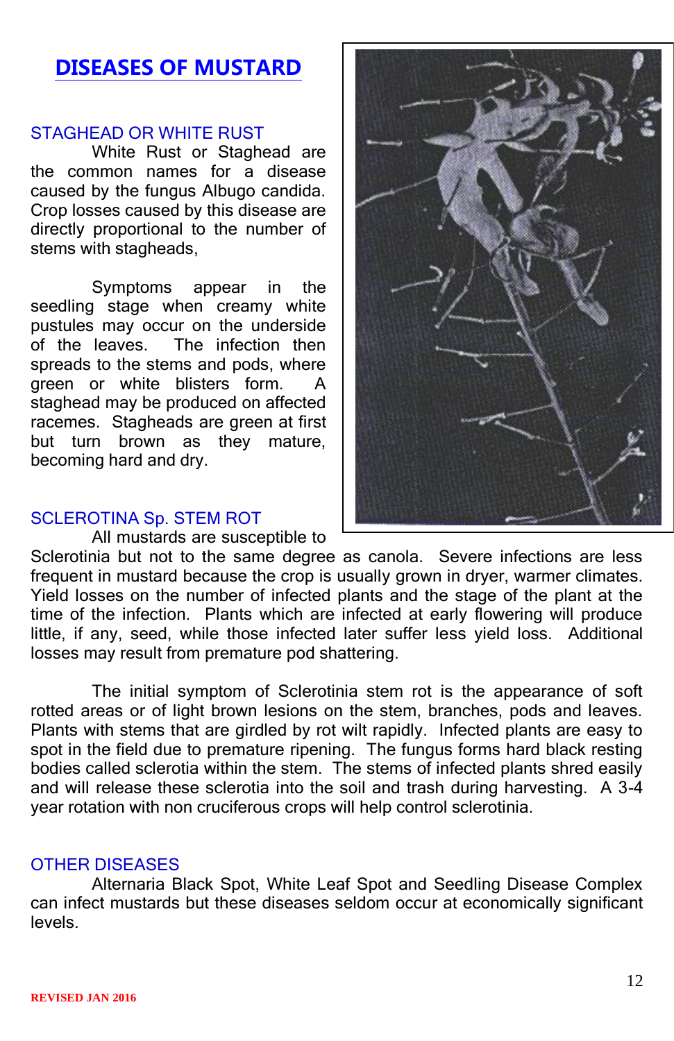# DISEASES OF MUSTARD

## STAGHEAD OR WHITE RUST

White Rust or Staghead are the common names for a disease caused by the fungus Albugo candida. Crop losses caused by this disease are directly proportional to the number of stems with stagheads,

Symptoms appear in the seedling stage when creamy white pustules may occur on the underside of the leaves. The infection then spreads to the stems and pods, where green or white blisters form. A staghead may be produced on affected racemes. Stagheads are green at first but turn brown as they mature, becoming hard and dry.

## SCLEROTINA Sp. STEM ROT

All mustards are susceptible to Sclerotinia but not to the same degree as canola. Severe infections are less frequent in mustard because the crop is usually grown in dryer, warmer climates. Yield losses on the number of infected plants and the stage of the plant at the time of the infection. Plants which are infected at early flowering will produce little, if any, seed, while those infected later suffer less yield loss. Additional losses may result from premature pod shattering.

The initial symptom of Sclerotinia stem rot is the appearance of soft rotted areas or of light brown lesions on the stem, branches, pods and leaves. Plants with stems that are girdled by rot wilt rapidly. Infected plants are easy to spot in the field due to premature ripening. The fungus forms hard black resting bodies called sclerotia within the stem. The stems of infected plants shred easily and will release these sclerotia into the soil and trash during harvesting. A 3-4 year rotation with non cruciferous crops will help control sclerotinia.

## OTHER DISEASES

Alternaria Black Spot, White Leaf Spot and Seedling Disease Complex can infect mustards but these diseases seldom occur at economically significant levels.

REVISED JAN 2016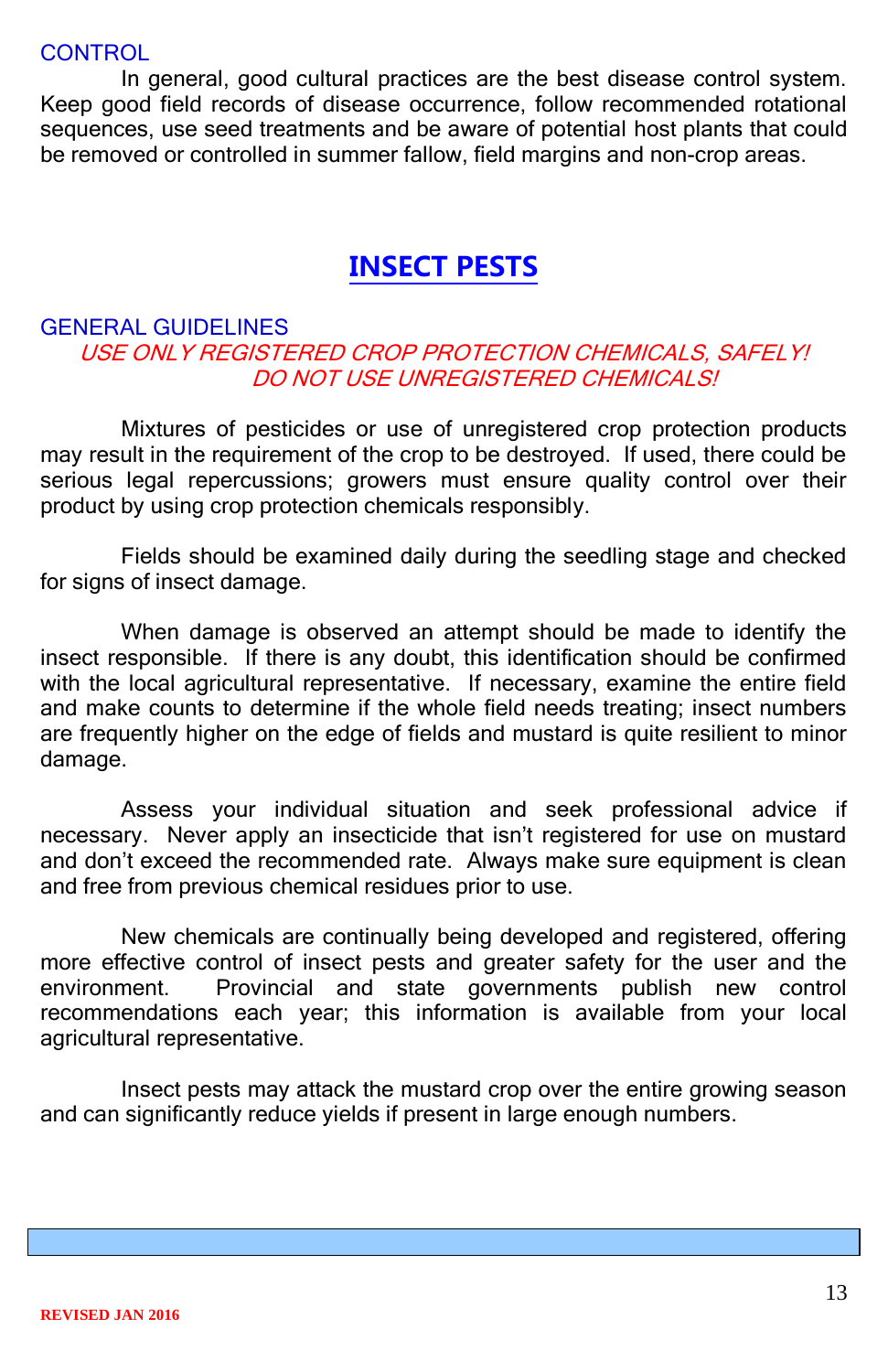### CONTROL

In general, good cultural practices are the best disease control system. Keep good field records of disease occurrence, follow recommended rotational sequences, use seed treatments and be aware of potential host plants that could be removed or controlled in summer fallow, field margins and non-crop areas.

# INSECT PESTS

### GENERAL GUIDELINES

*USE ONLY REGISTERED CROP PROTECTION CHEMICALS, SAFELY!*
*DO NOT USE UNREGISTERED CHEMICALS!*

Mixtures of pesticides or use of unregistered crop protection products may result in the requirement of the crop to be destroyed. If used, there could be serious legal repercussions; growers must ensure quality control over their product by using crop protection chemicals responsibly.

Fields should be examined daily during the seedling stage and checked for signs of insect damage.

When damage is observed an attempt should be made to identify the insect responsible. If there is any doubt, this identification should be confirmed with the local agricultural representative. If necessary, examine the entire field and make counts to determine if the whole field needs treating; insect numbers are frequently higher on the edge of fields and mustard is quite resilient to minor damage.

Assess your individual situation and seek professional advice if necessary. Never apply an insecticide that isn't registered for use on mustard and don't exceed the recommended rate. Always make sure equipment is clean and free from previous chemical residues prior to use.

New chemicals are continually being developed and registered, offering more effective control of insect pests and greater safety for the user and the environment. Provincial and state governments publish new control recommendations each year; this information is available from your local agricultural representative.

Insect pests may attack the mustard crop over the entire growing season and can significantly reduce yields if present in large enough numbers.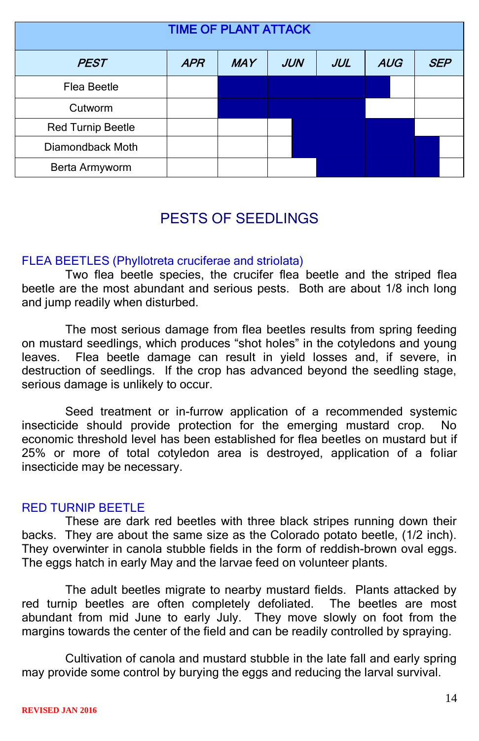| TIME OF PLANT ATTACK | | | | | | |
|---|---|---|---|---|---|---|
| ***PEST*** | ***APR*** | ***MAY*** | ***JUN*** | ***JUL*** | ***AUG*** | ***SEP*** |
| Flea Beetle | | ■ | ■ | ■ | ■ (first half) | |
| Cutworm | | ■ | ■ | ■ | | |
| Red Turnip Beetle | | | ■ (second half) | ■ | ■ | |
| Diamondback Moth | | | ■ (second half) | ■ | ■ | ■ (first half) |
| Berta Armyworm | | | | ■ | ■ | ■ (first half) |

## PESTS OF SEEDLINGS

### FLEA BEETLES (Phyllotreta cruciferae and striolata)

Two flea beetle species, the crucifer flea beetle and the striped flea beetle are the most abundant and serious pests. Both are about 1/8 inch long and jump readily when disturbed.

The most serious damage from flea beetles results from spring feeding on mustard seedlings, which produces "shot holes" in the cotyledons and young leaves. Flea beetle damage can result in yield losses and, if severe, in destruction of seedlings. If the crop has advanced beyond the seedling stage, serious damage is unlikely to occur.

Seed treatment or in-furrow application of a recommended systemic insecticide should provide protection for the emerging mustard crop. No economic threshold level has been established for flea beetles on mustard but if 25% or more of total cotyledon area is destroyed, application of a foliar insecticide may be necessary.

### RED TURNIP BEETLE

These are dark red beetles with three black stripes running down their backs. They are about the same size as the Colorado potato beetle, (1/2 inch). They overwinter in canola stubble fields in the form of reddish-brown oval eggs. The eggs hatch in early May and the larvae feed on volunteer plants.

The adult beetles migrate to nearby mustard fields. Plants attacked by red turnip beetles are often completely defoliated. The beetles are most abundant from mid June to early July. They move slowly on foot from the margins towards the center of the field and can be readily controlled by spraying.

Cultivation of canola and mustard stubble in the late fall and early spring may provide some control by burying the eggs and reducing the larval survival.

**REVISED JAN 2016**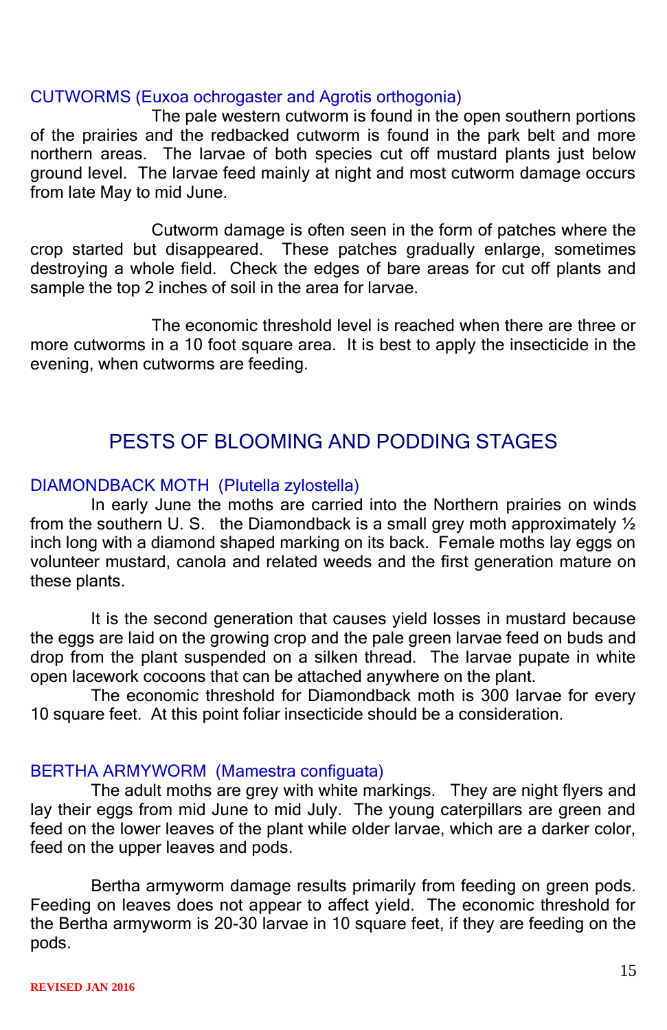### CUTWORMS (Euxoa ochrogaster and Agrotis orthogonia)

The pale western cutworm is found in the open southern portions of the prairies and the redbacked cutworm is found in the park belt and more northern areas. The larvae of both species cut off mustard plants just below ground level. The larvae feed mainly at night and most cutworm damage occurs from late May to mid June.

Cutworm damage is often seen in the form of patches where the crop started but disappeared. These patches gradually enlarge, sometimes destroying a whole field. Check the edges of bare areas for cut off plants and sample the top 2 inches of soil in the area for larvae.

The economic threshold level is reached when there are three or more cutworms in a 10 foot square area. It is best to apply the insecticide in the evening, when cutworms are feeding.

## PESTS OF BLOOMING AND PODDING STAGES

### DIAMONDBACK MOTH (Plutella zylostella)

In early June the moths are carried into the Northern prairies on winds from the southern U. S. the Diamondback is a small grey moth approximately ½ inch long with a diamond shaped marking on its back. Female moths lay eggs on volunteer mustard, canola and related weeds and the first generation mature on these plants.

It is the second generation that causes yield losses in mustard because the eggs are laid on the growing crop and the pale green larvae feed on buds and drop from the plant suspended on a silken thread. The larvae pupate in white open lacework cocoons that can be attached anywhere on the plant.

The economic threshold for Diamondback moth is 300 larvae for every 10 square feet. At this point foliar insecticide should be a consideration.

### BERTHA ARMYWORM (Mamestra configuata)

The adult moths are grey with white markings. They are night flyers and lay their eggs from mid June to mid July. The young caterpillars are green and feed on the lower leaves of the plant while older larvae, which are a darker color, feed on the upper leaves and pods.

Bertha armyworm damage results primarily from feeding on green pods. Feeding on leaves does not appear to affect yield. The economic threshold for the Bertha armyworm is 20-30 larvae in 10 square feet, if they are feeding on the pods.

REVISED JAN 2016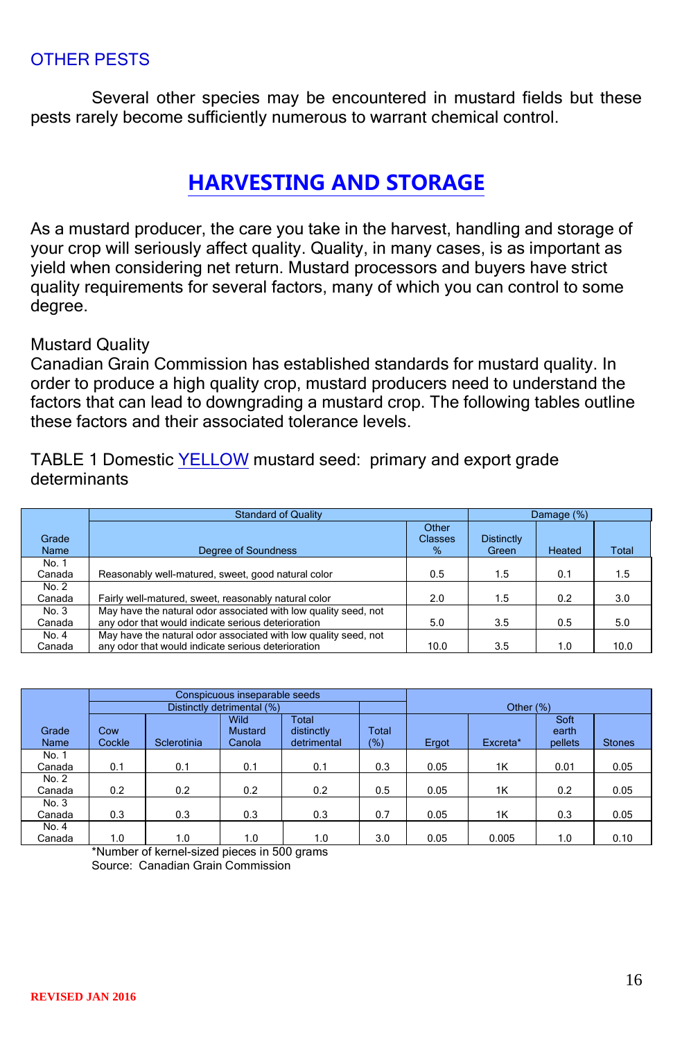## OTHER PESTS

Several other species may be encountered in mustard fields but these pests rarely become sufficiently numerous to warrant chemical control.

# HARVESTING AND STORAGE

As a mustard producer, the care you take in the harvest, handling and storage of your crop will seriously affect quality. Quality, in many cases, is as important as yield when considering net return. Mustard processors and buyers have strict quality requirements for several factors, many of which you can control to some degree.

Mustard Quality

Canadian Grain Commission has established standards for mustard quality. In order to produce a high quality crop, mustard producers need to understand the factors that can lead to downgrading a mustard crop. The following tables outline these factors and their associated tolerance levels.

TABLE 1 Domestic YELLOW mustard seed: primary and export grade determinants

| Grade Name | Standard of Quality | | Damage (%) | | |
|---|---|---|---|---|---|
| | Degree of Soundness | Other Classes % | Distinctly Green | Heated | Total |
| No. 1 Canada | Reasonably well-matured, sweet, good natural color | 0.5 | 1.5 | 0.1 | 1.5 |
| No. 2 Canada | Fairly well-matured, sweet, reasonably natural color | 2.0 | 1.5 | 0.2 | 3.0 |
| No. 3 Canada | May have the natural odor associated with low quality seed, not any odor that would indicate serious deterioration | 5.0 | 3.5 | 0.5 | 5.0 |
| No. 4 Canada | May have the natural odor associated with low quality seed, not any odor that would indicate serious deterioration | 10.0 | 3.5 | 1.0 | 10.0 |

| Grade Name | Conspicuous inseparable seeds – Distinctly detrimental (%) | | | | | Other (%) | | | |
|---|---|---|---|---|---|---|---|---|---|
| | Cow Cockle | Sclerotinia | Wild Mustard Canola | Total distinctly detrimental | Total (%) | Ergot | Excreta* | Soft earth pellets | Stones |
| No. 1 Canada | 0.1 | 0.1 | 0.1 | 0.1 | 0.3 | 0.05 | 1K | 0.01 | 0.05 |
| No. 2 Canada | 0.2 | 0.2 | 0.2 | 0.2 | 0.5 | 0.05 | 1K | 0.2 | 0.05 |
| No. 3 Canada | 0.3 | 0.3 | 0.3 | 0.3 | 0.7 | 0.05 | 1K | 0.3 | 0.05 |
| No. 4 Canada | 1.0 | 1.0 | 1.0 | 1.0 | 3.0 | 0.05 | 0.005 | 1.0 | 0.10 |

*Number of kernel-sized pieces in 500 grams

Source: Canadian Grain Commission

REVISED JAN 2016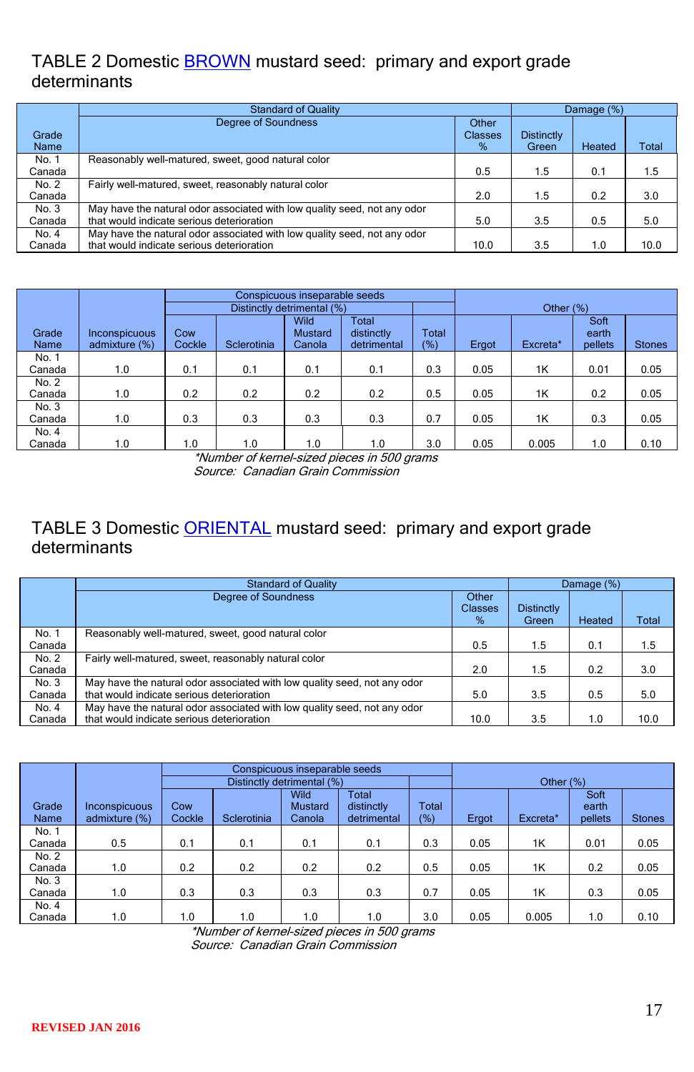## TABLE 2 Domestic BROWN mustard seed: primary and export grade determinants

| Grade Name | Standard of Quality | | Damage (%) | | |
|---|---|---|---|---|---|
| | Degree of Soundness | Other Classes % | Distinctly Green | Heated | Total |
| No. 1 Canada | Reasonably well-matured, sweet, good natural color | 0.5 | 1.5 | 0.1 | 1.5 |
| No. 2 Canada | Fairly well-matured, sweet, reasonably natural color | 2.0 | 1.5 | 0.2 | 3.0 |
| No. 3 Canada | May have the natural odor associated with low quality seed, not any odor that would indicate serious deterioration | 5.0 | 3.5 | 0.5 | 5.0 |
| No. 4 Canada | May have the natural odor associated with low quality seed, not any odor that would indicate serious deterioration | 10.0 | 3.5 | 1.0 | 10.0 |

| Grade Name | Inconspicuous admixture (%) | Conspicuous inseparable seeds | | | | | Other (%) | | | |
|---|---|---|---|---|---|---|---|---|---|---|
| | | Distinctly detrimental (%) | | | | | | | | |
| | | Cow Cockle | Sclerotinia | Wild Mustard Canola | Total distinctly detrimental | Total (%) | Ergot | Excreta* | Soft earth pellets | Stones |
| No. 1 Canada | 1.0 | 0.1 | 0.1 | 0.1 | 0.1 | 0.3 | 0.05 | 1K | 0.01 | 0.05 |
| No. 2 Canada | 1.0 | 0.2 | 0.2 | 0.2 | 0.2 | 0.5 | 0.05 | 1K | 0.2 | 0.05 |
| No. 3 Canada | 1.0 | 0.3 | 0.3 | 0.3 | 0.3 | 0.7 | 0.05 | 1K | 0.3 | 0.05 |
| No. 4 Canada | 1.0 | 1.0 | 1.0 | 1.0 | 1.0 | 3.0 | 0.05 | 0.005 | 1.0 | 0.10 |

*\*Number of kernel-sized pieces in 500 grams*
*Source: Canadian Grain Commission*

## TABLE 3 Domestic ORIENTAL mustard seed: primary and export grade determinants

| | Standard of Quality | | Damage (%) | | |
|---|---|---|---|---|---|
| | Degree of Soundness | Other Classes % | Distinctly Green | Heated | Total |
| No. 1 Canada | Reasonably well-matured, sweet, good natural color | 0.5 | 1.5 | 0.1 | 1.5 |
| No. 2 Canada | Fairly well-matured, sweet, reasonably natural color | 2.0 | 1.5 | 0.2 | 3.0 |
| No. 3 Canada | May have the natural odor associated with low quality seed, not any odor that would indicate serious deterioration | 5.0 | 3.5 | 0.5 | 5.0 |
| No. 4 Canada | May have the natural odor associated with low quality seed, not any odor that would indicate serious deterioration | 10.0 | 3.5 | 1.0 | 10.0 |

| Grade Name | Inconspicuous admixture (%) | Conspicuous inseparable seeds | | | | | Other (%) | | | |
|---|---|---|---|---|---|---|---|---|---|---|
| | | Distinctly detrimental (%) | | | | | | | | |
| | | Cow Cockle | Sclerotinia | Wild Mustard Canola | Total distinctly detrimental | Total (%) | Ergot | Excreta* | Soft earth pellets | Stones |
| No. 1 Canada | 0.5 | 0.1 | 0.1 | 0.1 | 0.1 | 0.3 | 0.05 | 1K | 0.01 | 0.05 |
| No. 2 Canada | 1.0 | 0.2 | 0.2 | 0.2 | 0.2 | 0.5 | 0.05 | 1K | 0.2 | 0.05 |
| No. 3 Canada | 1.0 | 0.3 | 0.3 | 0.3 | 0.3 | 0.7 | 0.05 | 1K | 0.3 | 0.05 |
| No. 4 Canada | 1.0 | 1.0 | 1.0 | 1.0 | 1.0 | 3.0 | 0.05 | 0.005 | 1.0 | 0.10 |

*\*Number of kernel-sized pieces in 500 grams*
*Source: Canadian Grain Commission*

**REVISED JAN 2016**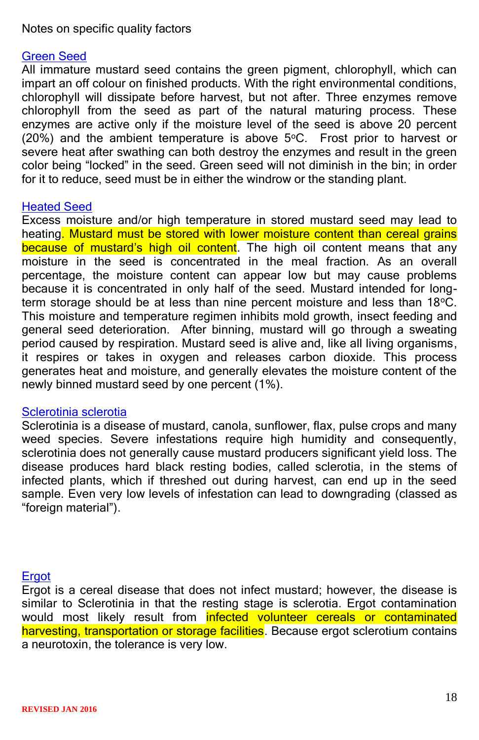Notes on specific quality factors

## Green Seed

All immature mustard seed contains the green pigment, chlorophyll, which can impart an off colour on finished products. With the right environmental conditions, chlorophyll will dissipate before harvest, but not after. Three enzymes remove chlorophyll from the seed as part of the natural maturing process. These enzymes are active only if the moisture level of the seed is above 20 percent (20%) and the ambient temperature is above 5ºC. Frost prior to harvest or severe heat after swathing can both destroy the enzymes and result in the green color being "locked" in the seed. Green seed will not diminish in the bin; in order for it to reduce, seed must be in either the windrow or the standing plant.

## Heated Seed

Excess moisture and/or high temperature in stored mustard seed may lead to heating. Mustard must be stored with lower moisture content than cereal grains because of mustard's high oil content. The high oil content means that any moisture in the seed is concentrated in the meal fraction. As an overall percentage, the moisture content can appear low but may cause problems because it is concentrated in only half of the seed. Mustard intended for long-term storage should be at less than nine percent moisture and less than 18ºC. This moisture and temperature regimen inhibits mold growth, insect feeding and general seed deterioration. After binning, mustard will go through a sweating period caused by respiration. Mustard seed is alive and, like all living organisms, it respires or takes in oxygen and releases carbon dioxide. This process generates heat and moisture, and generally elevates the moisture content of the newly binned mustard seed by one percent (1%).

## Sclerotinia sclerotia

Sclerotinia is a disease of mustard, canola, sunflower, flax, pulse crops and many weed species. Severe infestations require high humidity and consequently, sclerotinia does not generally cause mustard producers significant yield loss. The disease produces hard black resting bodies, called sclerotia, in the stems of infected plants, which if threshed out during harvest, can end up in the seed sample. Even very low levels of infestation can lead to downgrading (classed as "foreign material").

## Ergot

Ergot is a cereal disease that does not infect mustard; however, the disease is similar to Sclerotinia in that the resting stage is sclerotia. Ergot contamination would most likely result from infected volunteer cereals or contaminated harvesting, transportation or storage facilities. Because ergot sclerotium contains a neurotoxin, the tolerance is very low.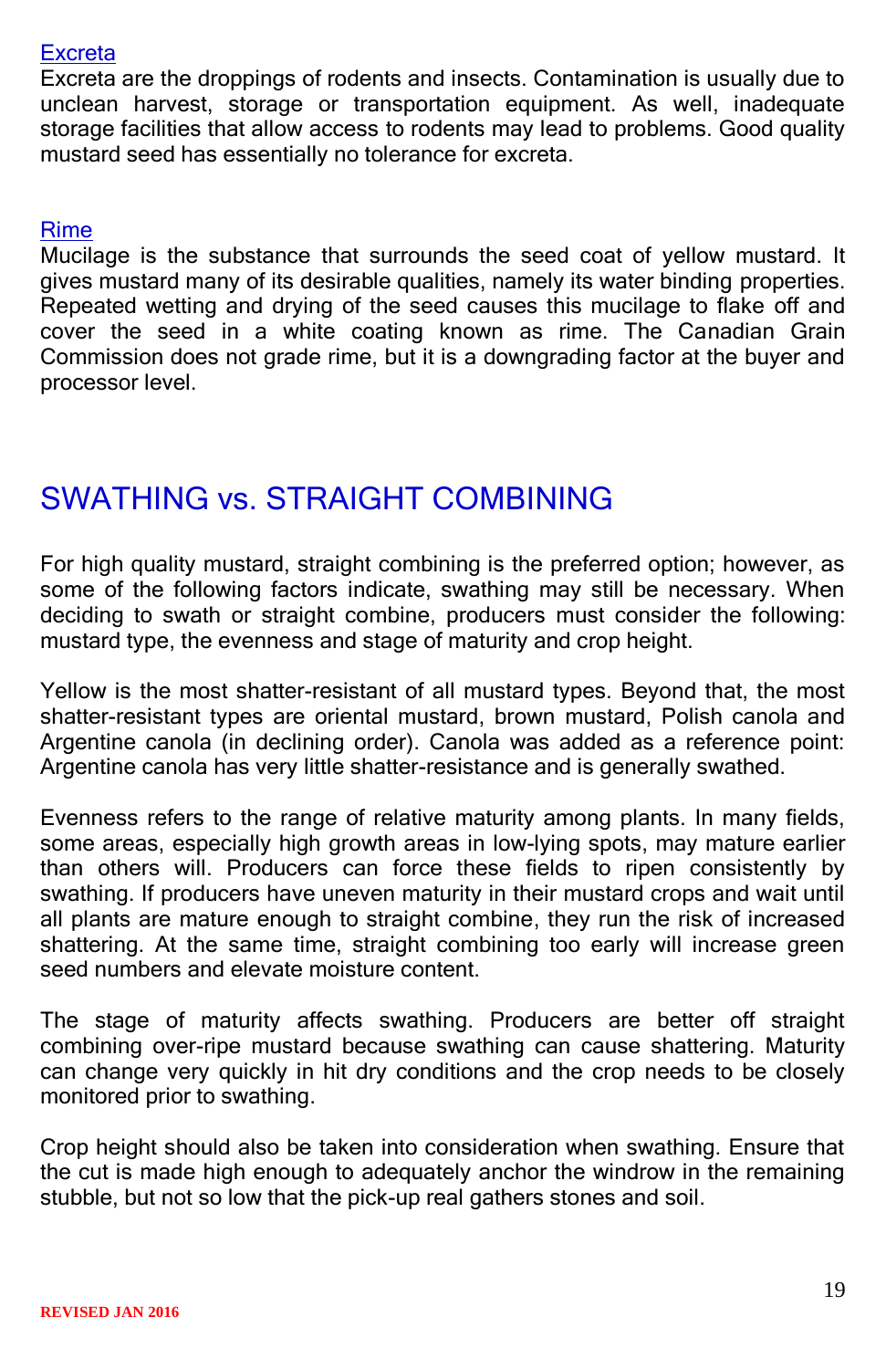### Excreta

Excreta are the droppings of rodents and insects. Contamination is usually due to unclean harvest, storage or transportation equipment. As well, inadequate storage facilities that allow access to rodents may lead to problems. Good quality mustard seed has essentially no tolerance for excreta.

### Rime

Mucilage is the substance that surrounds the seed coat of yellow mustard. It gives mustard many of its desirable qualities, namely its water binding properties. Repeated wetting and drying of the seed causes this mucilage to flake off and cover the seed in a white coating known as rime. The Canadian Grain Commission does not grade rime, but it is a downgrading factor at the buyer and processor level.

## SWATHING vs. STRAIGHT COMBINING

For high quality mustard, straight combining is the preferred option; however, as some of the following factors indicate, swathing may still be necessary. When deciding to swath or straight combine, producers must consider the following: mustard type, the evenness and stage of maturity and crop height.

Yellow is the most shatter-resistant of all mustard types. Beyond that, the most shatter-resistant types are oriental mustard, brown mustard, Polish canola and Argentine canola (in declining order). Canola was added as a reference point: Argentine canola has very little shatter-resistance and is generally swathed.

Evenness refers to the range of relative maturity among plants. In many fields, some areas, especially high growth areas in low-lying spots, may mature earlier than others will. Producers can force these fields to ripen consistently by swathing. If producers have uneven maturity in their mustard crops and wait until all plants are mature enough to straight combine, they run the risk of increased shattering. At the same time, straight combining too early will increase green seed numbers and elevate moisture content.

The stage of maturity affects swathing. Producers are better off straight combining over-ripe mustard because swathing can cause shattering. Maturity can change very quickly in hit dry conditions and the crop needs to be closely monitored prior to swathing.

Crop height should also be taken into consideration when swathing. Ensure that the cut is made high enough to adequately anchor the windrow in the remaining stubble, but not so low that the pick-up real gathers stones and soil.

REVISED JAN 2016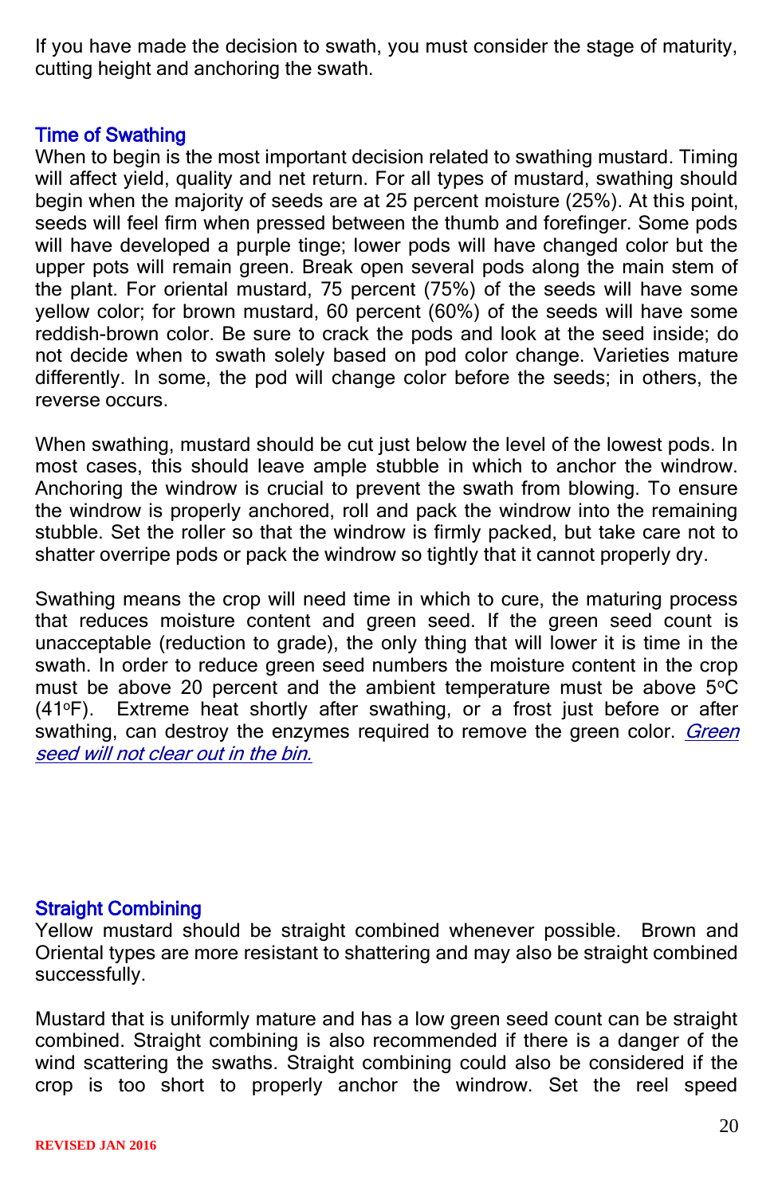If you have made the decision to swath, you must consider the stage of maturity, cutting height and anchoring the swath.

## Time of Swathing

When to begin is the most important decision related to swathing mustard. Timing will affect yield, quality and net return. For all types of mustard, swathing should begin when the majority of seeds are at 25 percent moisture (25%). At this point, seeds will feel firm when pressed between the thumb and forefinger. Some pods will have developed a purple tinge; lower pods will have changed color but the upper pots will remain green. Break open several pods along the main stem of the plant. For oriental mustard, 75 percent (75%) of the seeds will have some yellow color; for brown mustard, 60 percent (60%) of the seeds will have some reddish-brown color. Be sure to crack the pods and look at the seed inside; do not decide when to swath solely based on pod color change. Varieties mature differently. In some, the pod will change color before the seeds; in others, the reverse occurs.

When swathing, mustard should be cut just below the level of the lowest pods. In most cases, this should leave ample stubble in which to anchor the windrow. Anchoring the windrow is crucial to prevent the swath from blowing. To ensure the windrow is properly anchored, roll and pack the windrow into the remaining stubble. Set the roller so that the windrow is firmly packed, but take care not to shatter overripe pods or pack the windrow so tightly that it cannot properly dry.

Swathing means the crop will need time in which to cure, the maturing process that reduces moisture content and green seed. If the green seed count is unacceptable (reduction to grade), the only thing that will lower it is time in the swath. In order to reduce green seed numbers the moisture content in the crop must be above 20 percent and the ambient temperature must be above 5°C (41°F). Extreme heat shortly after swathing, or a frost just before or after swathing, can destroy the enzymes required to remove the green color. *Green seed will not clear out in the bin.*

## Straight Combining

Yellow mustard should be straight combined whenever possible. Brown and Oriental types are more resistant to shattering and may also be straight combined successfully.

Mustard that is uniformly mature and has a low green seed count can be straight combined. Straight combining is also recommended if there is a danger of the wind scattering the swaths. Straight combining could also be considered if the crop is too short to properly anchor the windrow. Set the reel speed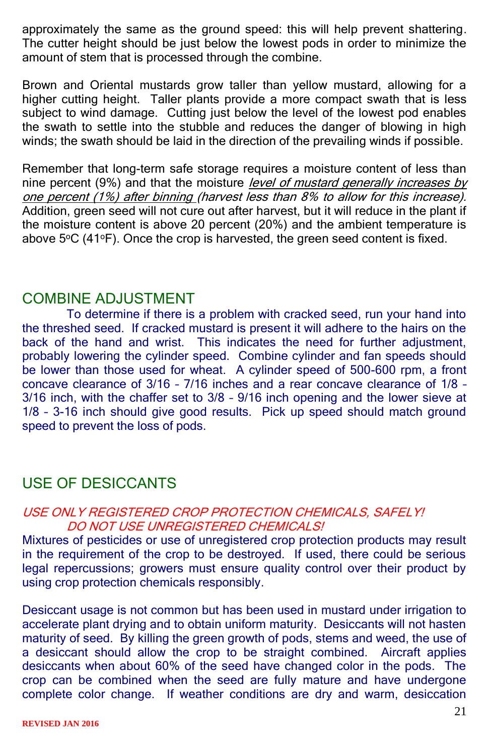approximately the same as the ground speed: this will help prevent shattering. The cutter height should be just below the lowest pods in order to minimize the amount of stem that is processed through the combine.

Brown and Oriental mustards grow taller than yellow mustard, allowing for a higher cutting height. Taller plants provide a more compact swath that is less subject to wind damage. Cutting just below the level of the lowest pod enables the swath to settle into the stubble and reduces the danger of blowing in high winds; the swath should be laid in the direction of the prevailing winds if possible.

Remember that long-term safe storage requires a moisture content of less than nine percent (9%) and that the moisture *level of mustard generally increases by one percent (1%) after binning (harvest less than 8% to allow for this increase).* Addition, green seed will not cure out after harvest, but it will reduce in the plant if the moisture content is above 20 percent (20%) and the ambient temperature is above 5°C (41°F). Once the crop is harvested, the green seed content is fixed.

## COMBINE ADJUSTMENT

To determine if there is a problem with cracked seed, run your hand into the threshed seed. If cracked mustard is present it will adhere to the hairs on the back of the hand and wrist. This indicates the need for further adjustment, probably lowering the cylinder speed. Combine cylinder and fan speeds should be lower than those used for wheat. A cylinder speed of 500-600 rpm, a front concave clearance of 3/16 – 7/16 inches and a rear concave clearance of 1/8 – 3/16 inch, with the chaffer set to 3/8 – 9/16 inch opening and the lower sieve at 1/8 – 3-16 inch should give good results. Pick up speed should match ground speed to prevent the loss of pods.

## USE OF DESICCANTS

*USE ONLY REGISTERED CROP PROTECTION CHEMICALS, SAFELY!*
*DO NOT USE UNREGISTERED CHEMICALS!*

Mixtures of pesticides or use of unregistered crop protection products may result in the requirement of the crop to be destroyed. If used, there could be serious legal repercussions; growers must ensure quality control over their product by using crop protection chemicals responsibly.

Desiccant usage is not common but has been used in mustard under irrigation to accelerate plant drying and to obtain uniform maturity. Desiccants will not hasten maturity of seed. By killing the green growth of pods, stems and weed, the use of a desiccant should allow the crop to be straight combined. Aircraft applies desiccants when about 60% of the seed have changed color in the pods. The crop can be combined when the seed are fully mature and have undergone complete color change. If weather conditions are dry and warm, desiccation

REVISED JAN 2016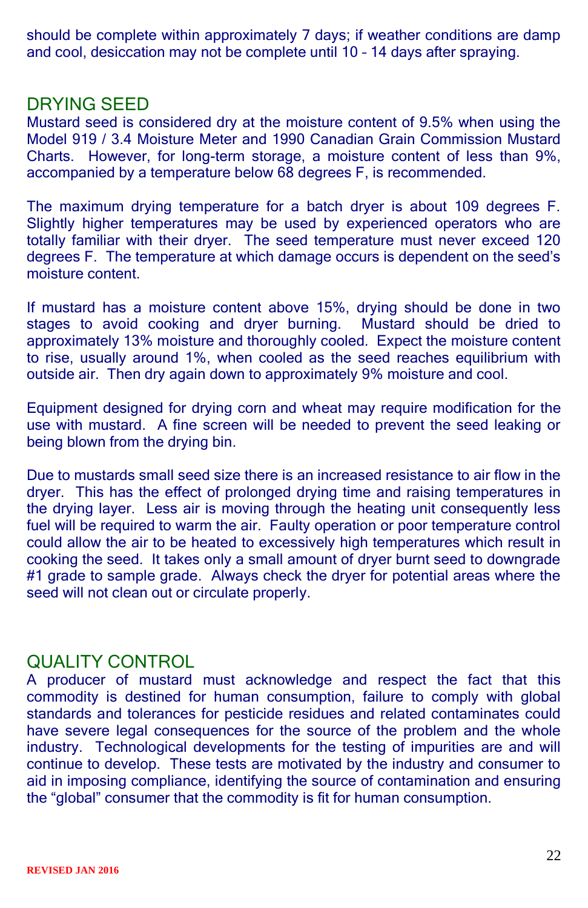should be complete within approximately 7 days; if weather conditions are damp and cool, desiccation may not be complete until 10 – 14 days after spraying.

## DRYING SEED

Mustard seed is considered dry at the moisture content of 9.5% when using the Model 919 / 3.4 Moisture Meter and 1990 Canadian Grain Commission Mustard Charts. However, for long-term storage, a moisture content of less than 9%, accompanied by a temperature below 68 degrees F, is recommended.

The maximum drying temperature for a batch dryer is about 109 degrees F. Slightly higher temperatures may be used by experienced operators who are totally familiar with their dryer. The seed temperature must never exceed 120 degrees F. The temperature at which damage occurs is dependent on the seed's moisture content.

If mustard has a moisture content above 15%, drying should be done in two stages to avoid cooking and dryer burning. Mustard should be dried to approximately 13% moisture and thoroughly cooled. Expect the moisture content to rise, usually around 1%, when cooled as the seed reaches equilibrium with outside air. Then dry again down to approximately 9% moisture and cool.

Equipment designed for drying corn and wheat may require modification for the use with mustard. A fine screen will be needed to prevent the seed leaking or being blown from the drying bin.

Due to mustards small seed size there is an increased resistance to air flow in the dryer. This has the effect of prolonged drying time and raising temperatures in the drying layer. Less air is moving through the heating unit consequently less fuel will be required to warm the air. Faulty operation or poor temperature control could allow the air to be heated to excessively high temperatures which result in cooking the seed. It takes only a small amount of dryer burnt seed to downgrade #1 grade to sample grade. Always check the dryer for potential areas where the seed will not clean out or circulate properly.

## QUALITY CONTROL

A producer of mustard must acknowledge and respect the fact that this commodity is destined for human consumption, failure to comply with global standards and tolerances for pesticide residues and related contaminates could have severe legal consequences for the source of the problem and the whole industry. Technological developments for the testing of impurities are and will continue to develop. These tests are motivated by the industry and consumer to aid in imposing compliance, identifying the source of contamination and ensuring the "global" consumer that the commodity is fit for human consumption.

REVISED JAN 2016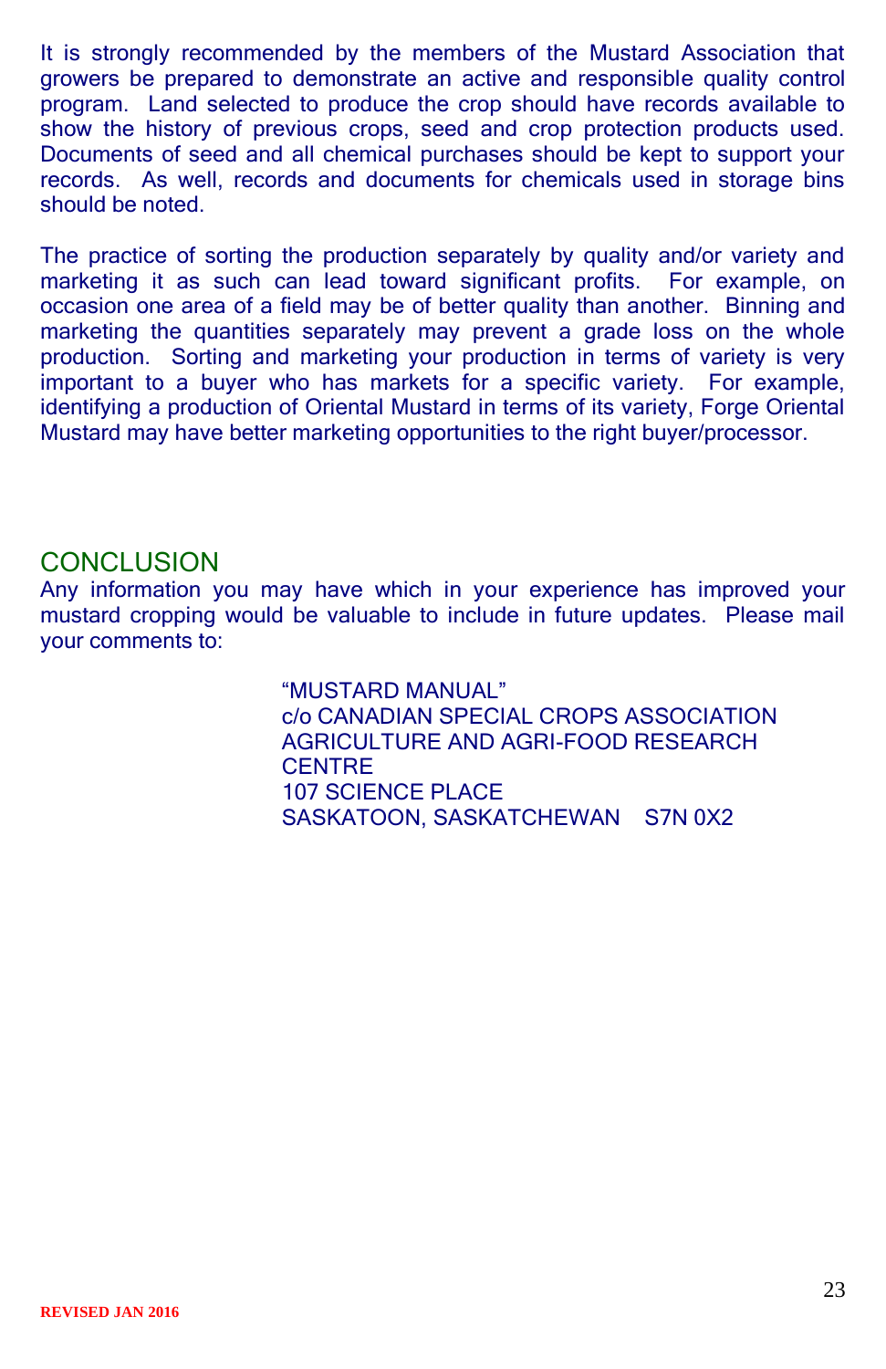It is strongly recommended by the members of the Mustard Association that growers be prepared to demonstrate an active and responsible quality control program. Land selected to produce the crop should have records available to show the history of previous crops, seed and crop protection products used. Documents of seed and all chemical purchases should be kept to support your records. As well, records and documents for chemicals used in storage bins should be noted.

The practice of sorting the production separately by quality and/or variety and marketing it as such can lead toward significant profits. For example, on occasion one area of a field may be of better quality than another. Binning and marketing the quantities separately may prevent a grade loss on the whole production. Sorting and marketing your production in terms of variety is very important to a buyer who has markets for a specific variety. For example, identifying a production of Oriental Mustard in terms of its variety, Forge Oriental Mustard may have better marketing opportunities to the right buyer/processor.

## CONCLUSION

Any information you may have which in your experience has improved your mustard cropping would be valuable to include in future updates. Please mail your comments to:

"MUSTARD MANUAL"
c/o CANADIAN SPECIAL CROPS ASSOCIATION
AGRICULTURE AND AGRI-FOOD RESEARCH CENTRE
107 SCIENCE PLACE
SASKATOON, SASKATCHEWAN S7N 0X2

**REVISED JAN 2016**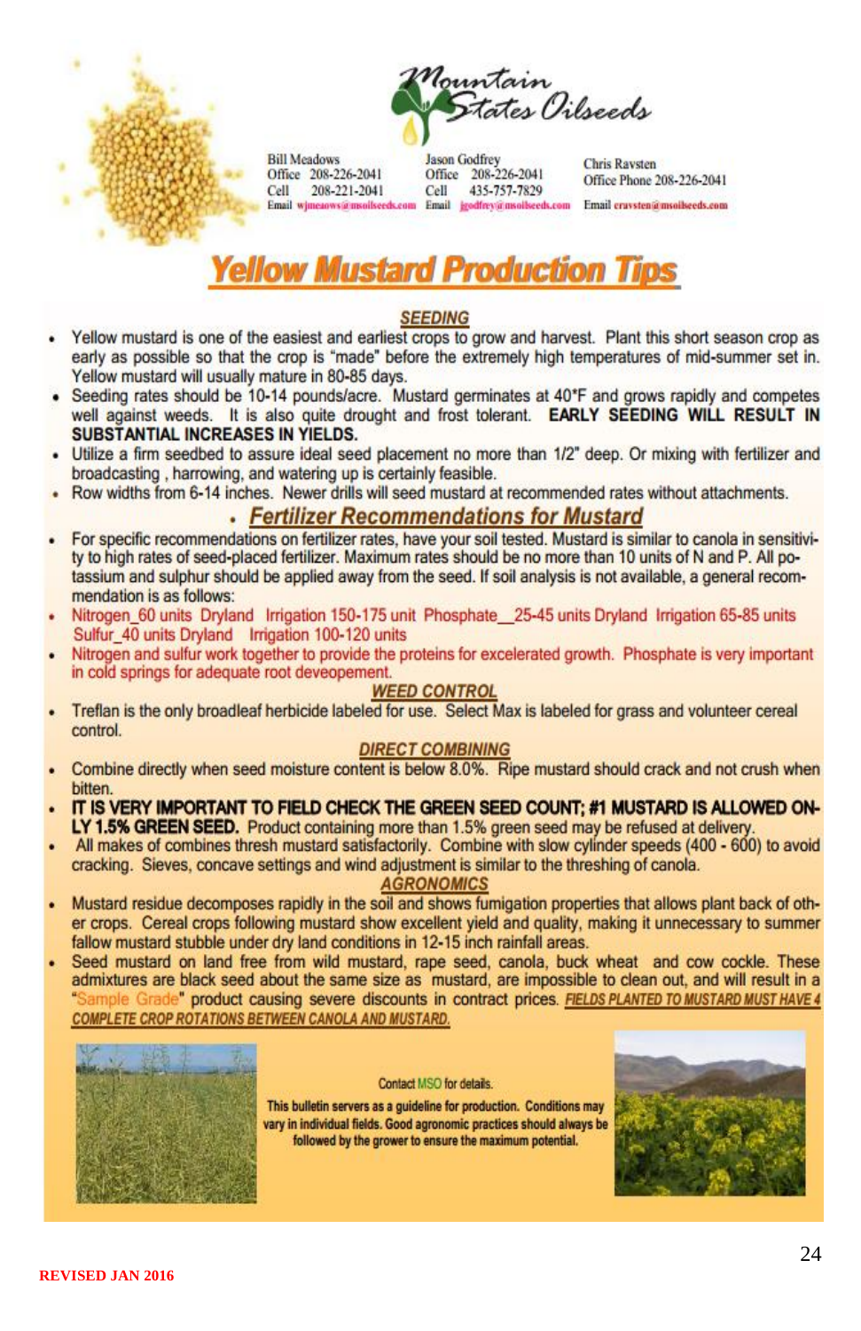# Mountain States Oilseeds

Bill Meadows
Office 208-226-2041
Cell 208-221-2041
Email wjmeaows@msoilseeds.com

Jason Godfrey
Office 208-226-2041
Cell 435-757-7829
Email jgodfrey@msoilseeds.com

Chris Ravsten
Office Phone 208-226-2041
Email cravsten@msoilseeds.com

# Yellow Mustard Production Tips

## SEEDING

- Yellow mustard is one of the easiest and earliest crops to grow and harvest. Plant this short season crop as early as possible so that the crop is "made" before the extremely high temperatures of mid-summer set in. Yellow mustard will usually mature in 80-85 days.
- Seeding rates should be 10-14 pounds/acre. Mustard germinates at 40°F and grows rapidly and competes well against weeds. It is also quite drought and frost tolerant. **EARLY SEEDING WILL RESULT IN SUBSTANTIAL INCREASES IN YIELDS.**
- Utilize a firm seedbed to assure ideal seed placement no more than 1/2" deep. Or mixing with fertilizer and broadcasting , harrowing, and watering up is certainly feasible.
- Row widths from 6-14 inches. Newer drills will seed mustard at recommended rates without attachments.

## Fertilizer Recommendations for Mustard

- For specific recommendations on fertilizer rates, have your soil tested. Mustard is similar to canola in sensitivity to high rates of seed-placed fertilizer. Maximum rates should be no more than 10 units of N and P. All potassium and sulphur should be applied away from the seed. If soil analysis is not available, a general recommendation is as follows:
- Nitrogen_60 units Dryland Irrigation 150-175 unit Phosphate__25-45 units Dryland Irrigation 65-85 units Sulfur_40 units Dryland Irrigation 100-120 units
- Nitrogen and sulfur work together to provide the proteins for excelerated growth. Phosphate is very important in cold springs for adequate root deveopement.

## WEED CONTROL

- Treflan is the only broadleaf herbicide labeled for use. Select Max is labeled for grass and volunteer cereal control.

## DIRECT COMBINING

- Combine directly when seed moisture content is below 8.0%. Ripe mustard should crack and not crush when bitten.
- **IT IS VERY IMPORTANT TO FIELD CHECK THE GREEN SEED COUNT; #1 MUSTARD IS ALLOWED ONLY 1.5% GREEN SEED.** Product containing more than 1.5% green seed may be refused at delivery.
- All makes of combines thresh mustard satisfactorily. Combine with slow cylinder speeds (400 - 600) to avoid cracking. Sieves, concave settings and wind adjustment is similar to the threshing of canola.

## AGRONOMICS

- Mustard residue decomposes rapidly in the soil and shows fumigation properties that allows plant back of other crops. Cereal crops following mustard show excellent yield and quality, making it unnecessary to summer fallow mustard stubble under dry land conditions in 12-15 inch rainfall areas.
- Seed mustard on land free from wild mustard, rape seed, canola, buck wheat and cow cockle. These admixtures are black seed about the same size as mustard, are impossible to clean out, and will result in a "Sample Grade" product causing severe discounts in contract prices. ***FIELDS PLANTED TO MUSTARD MUST HAVE 4 COMPLETE CROP ROTATIONS BETWEEN CANOLA AND MUSTARD.***

Contact MSO for details.

**This bulletin servers as a guideline for production. Conditions may vary in individual fields. Good agronomic practices should always be followed by the grower to ensure the maximum potential.**

REVISED JAN 2016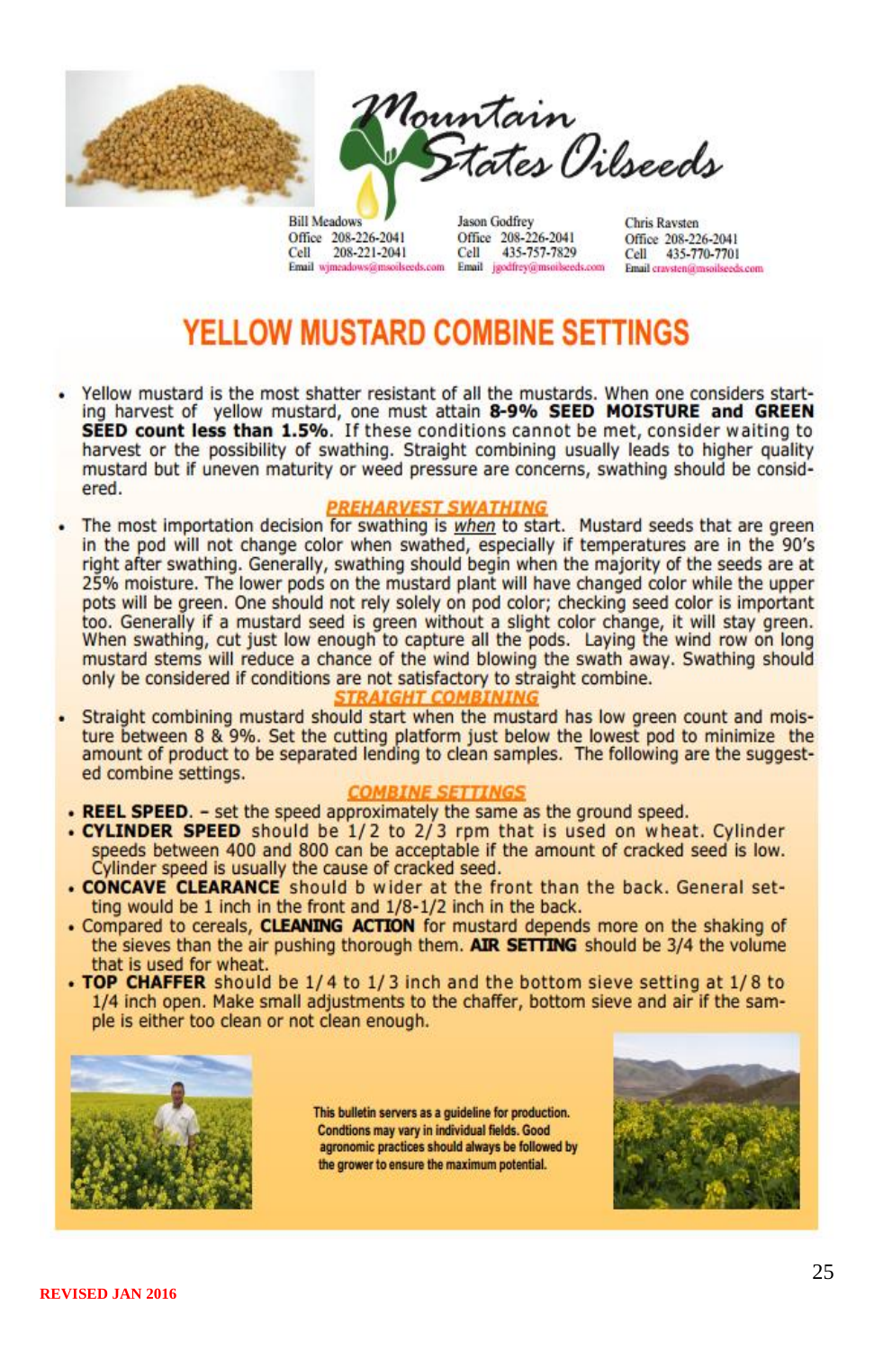Mountain States Oilseeds

Bill Meadows
Office 208-226-2041
Cell 208-221-2041
Email wjmeadows@msoilseeds.com

Jason Godfrey
Office 208-226-2041
Cell 435-757-7829
Email jgodfrey@msoilseeds.com

Chris Ravsten
Office 208-226-2041
Cell 435-770-7701
Email cravsten@msoilseeds.com

# YELLOW MUSTARD COMBINE SETTINGS

- Yellow mustard is the most shatter resistant of all the mustards. When one considers starting harvest of yellow mustard, one must attain **8-9% SEED MOISTURE and GREEN SEED count less than 1.5%**. If these conditions cannot be met, consider waiting to harvest or the possibility of swathing. Straight combining usually leads to higher quality mustard but if uneven maturity or weed pressure are concerns, swathing should be considered.

## PREHARVEST SWATHING

- The most importation decision for swathing is *when* to start. Mustard seeds that are green in the pod will not change color when swathed, especially if temperatures are in the 90's right after swathing. Generally, swathing should begin when the majority of the seeds are at 25% moisture. The lower pods on the mustard plant will have changed color while the upper pots will be green. One should not rely solely on pod color; checking seed color is important too. Generally if a mustard seed is green without a slight color change, it will stay green. When swathing, cut just low enough to capture all the pods. Laying the wind row on long mustard stems will reduce a chance of the wind blowing the swath away. Swathing should only be considered if conditions are not satisfactory to straight combine.

## STRAIGHT COMBINING

- Straight combining mustard should start when the mustard has low green count and moisture between 8 & 9%. Set the cutting platform just below the lowest pod to minimize the amount of product to be separated lending to clean samples. The following are the suggested combine settings.

## COMBINE SETTINGS

- **REEL SPEED**. – set the speed approximately the same as the ground speed.
- **CYLINDER SPEED** should be 1/2 to 2/3 rpm that is used on wheat. Cylinder speeds between 400 and 800 can be acceptable if the amount of cracked seed is low. Cylinder speed is usually the cause of cracked seed.
- **CONCAVE CLEARANCE** should b wider at the front than the back. General setting would be 1 inch in the front and 1/8-1/2 inch in the back.
- Compared to cereals, **CLEANING ACTION** for mustard depends more on the shaking of the sieves than the air pushing thorough them. **AIR SETTING** should be 3/4 the volume that is used for wheat.
- **TOP CHAFFER** should be 1/4 to 1/3 inch and the bottom sieve setting at 1/8 to 1/4 inch open. Make small adjustments to the chaffer, bottom sieve and air if the sample is either too clean or not clean enough.

This bulletin servers as a guideline for production. Condtions may vary in individual fields. Good agronomic practices should always be followed by the grower to ensure the maximum potential.

REVISED JAN 2016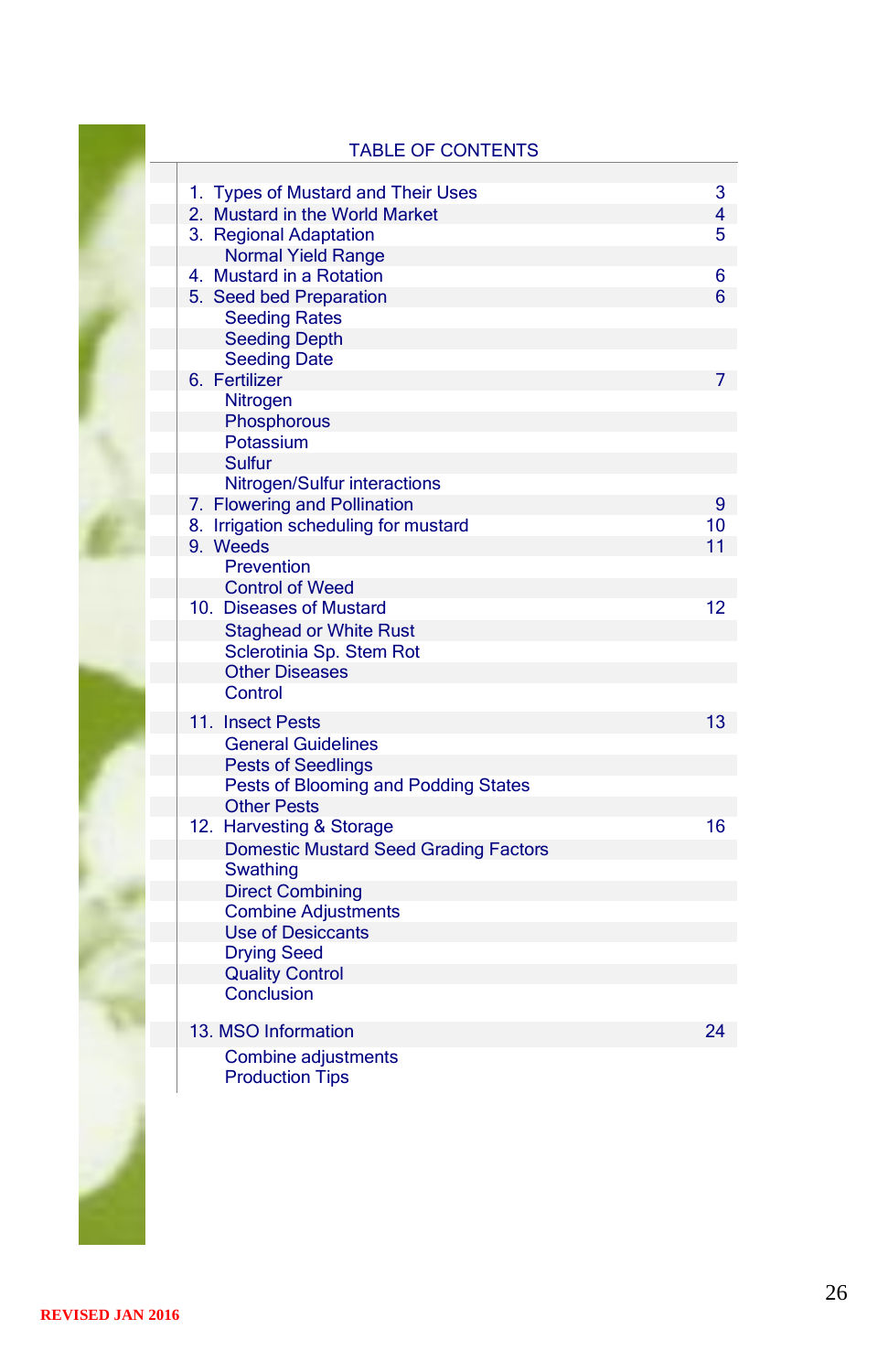# TABLE OF CONTENTS

| | |
|---|---|
| 1. Types of Mustard and Their Uses | 3 |
| 2. Mustard in the World Market | 4 |
| 3. Regional Adaptation | 5 |
| Normal Yield Range | |
| 4. Mustard in a Rotation | 6 |
| 5. Seed bed Preparation | 6 |
| Seeding Rates | |
| Seeding Depth | |
| Seeding Date | |
| 6. Fertilizer | 7 |
| Nitrogen | |
| Phosphorous | |
| Potassium | |
| Sulfur | |
| Nitrogen/Sulfur interactions | |
| 7. Flowering and Pollination | 9 |
| 8. Irrigation scheduling for mustard | 10 |
| 9. Weeds | 11 |
| Prevention | |
| Control of Weed | |
| 10. Diseases of Mustard | 12 |
| Staghead or White Rust | |
| Sclerotinia Sp. Stem Rot | |
| Other Diseases | |
| Control | |
| 11. Insect Pests | 13 |
| General Guidelines | |
| Pests of Seedlings | |
| Pests of Blooming and Podding States | |
| Other Pests | |
| 12. Harvesting & Storage | 16 |
| Domestic Mustard Seed Grading Factors | |
| Swathing | |
| Direct Combining | |
| Combine Adjustments | |
| Use of Desiccants | |
| Drying Seed | |
| Quality Control | |
| Conclusion | |
| 13. MSO Information | 24 |
| Combine adjustments | |
| Production Tips | |

**REVISED JAN 2016**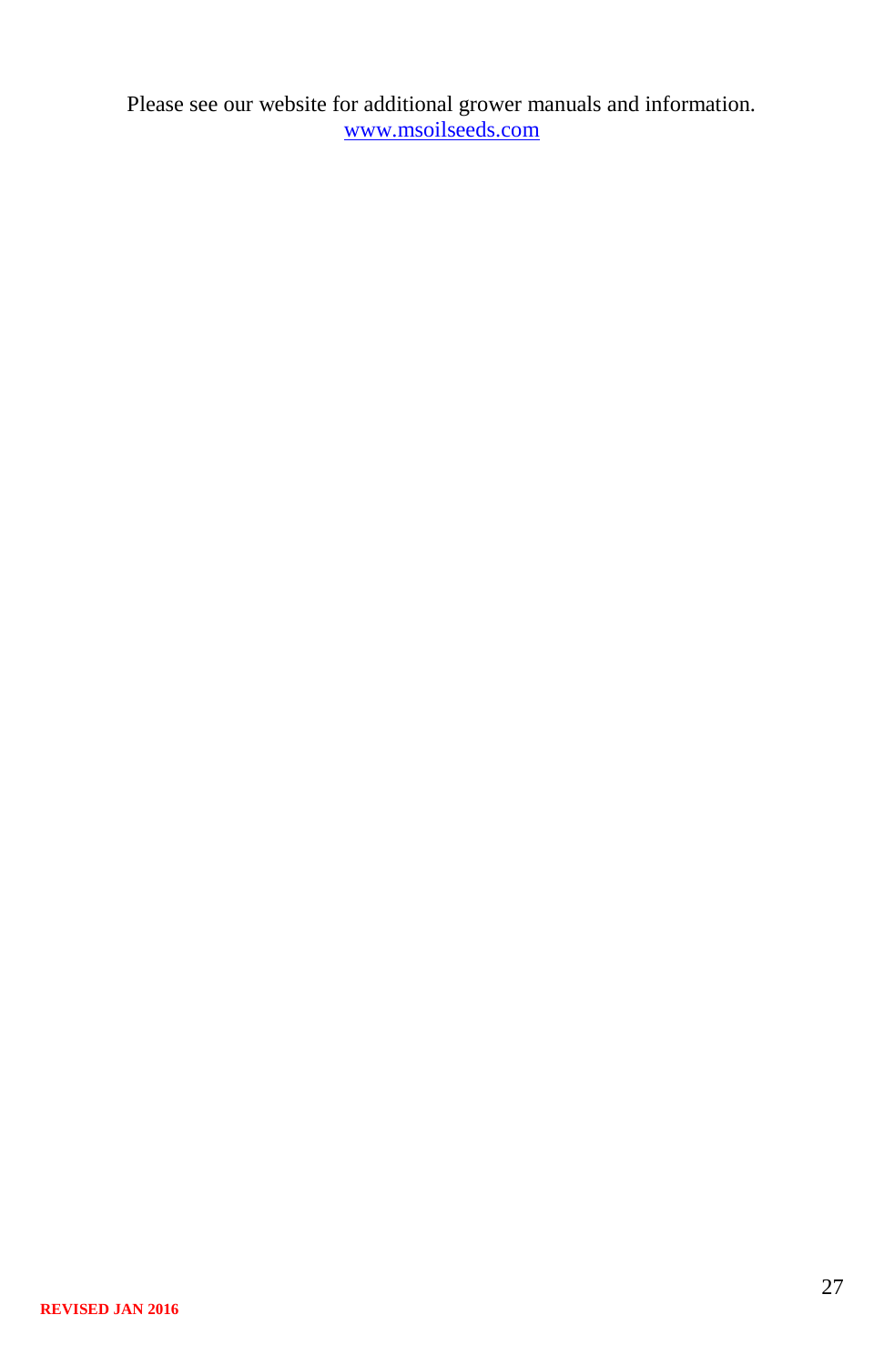Please see our website for additional grower manuals and information.
[www.msoilseeds.com](http://www.msoilseeds.com)

**REVISED JAN 2016**